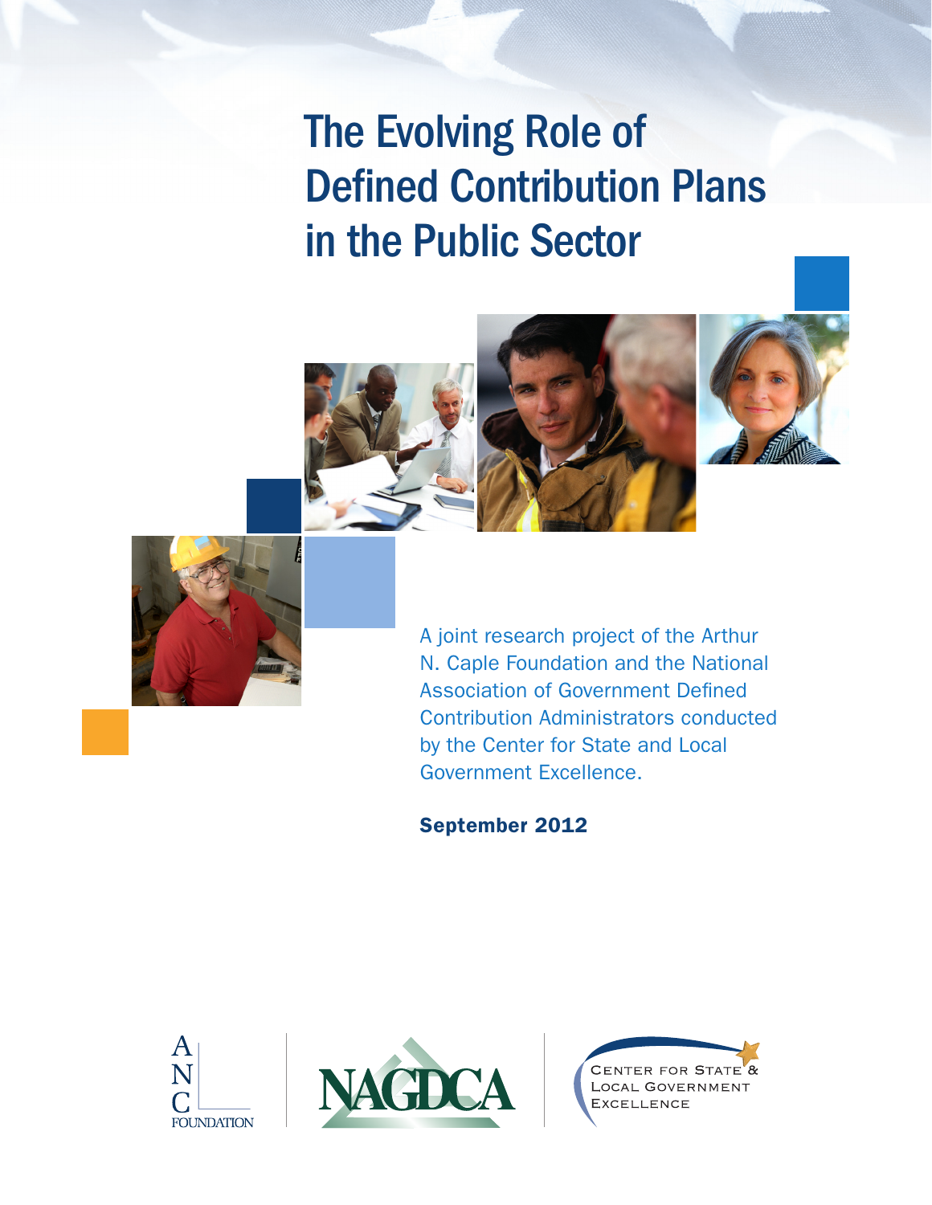# The Evolving Role of Defined Contribution Plans in the Public Sector

A joint research project of the Arthur N. Caple Foundation and the National Association of Government Defined Contribution Administrators conducted by the Center for State and Local Government Excellence.

**September 2012**

ANC FOUNDATION

NAGDCA

CENTER FOR STATE & LOCAL GOVERNMENT EXCELLENCE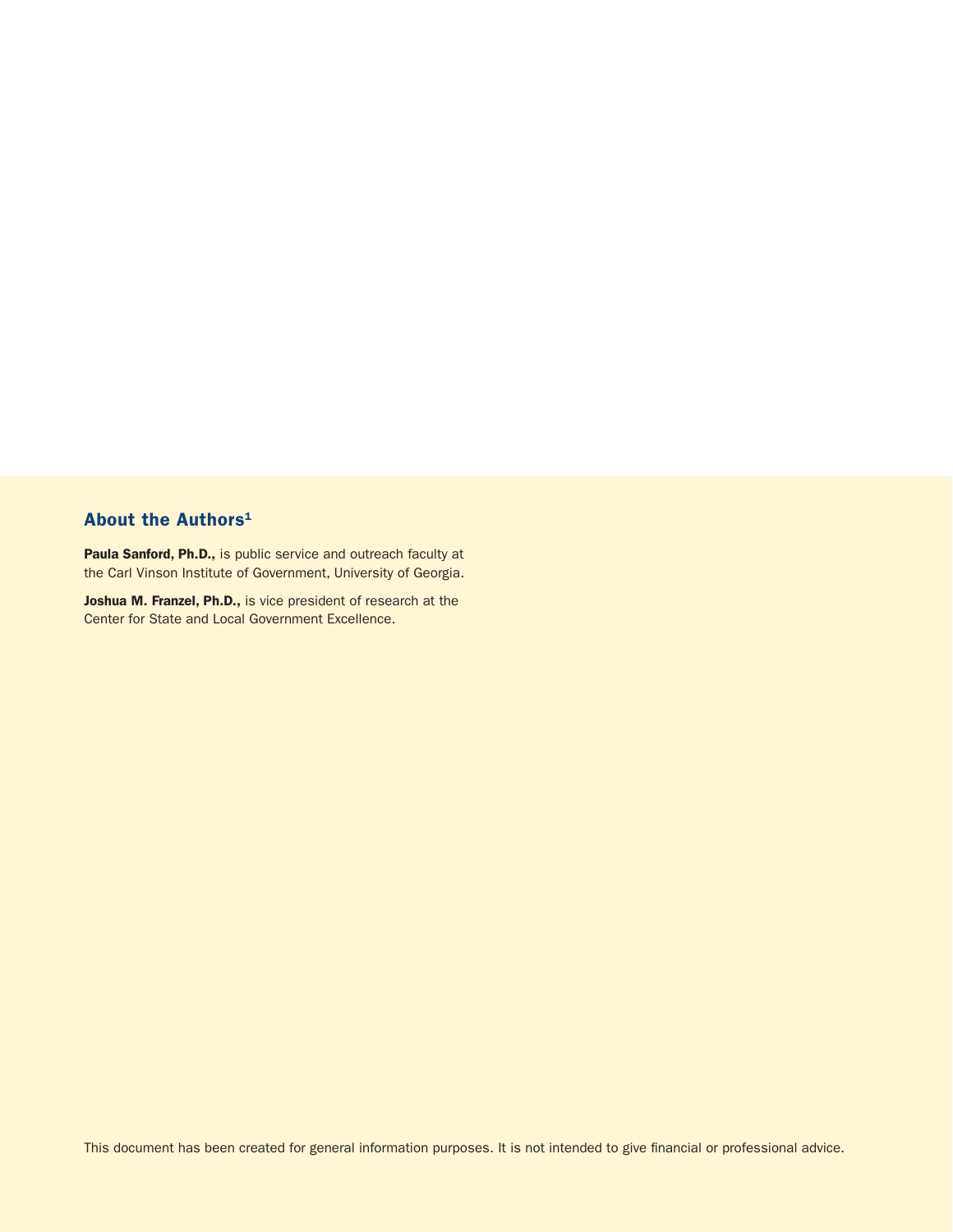## About the Authors[1]

**Paula Sanford, Ph.D.,** is public service and outreach faculty at the Carl Vinson Institute of Government, University of Georgia.

**Joshua M. Franzel, Ph.D.,** is vice president of research at the Center for State and Local Government Excellence.

This document has been created for general information purposes. It is not intended to give financial or professional advice.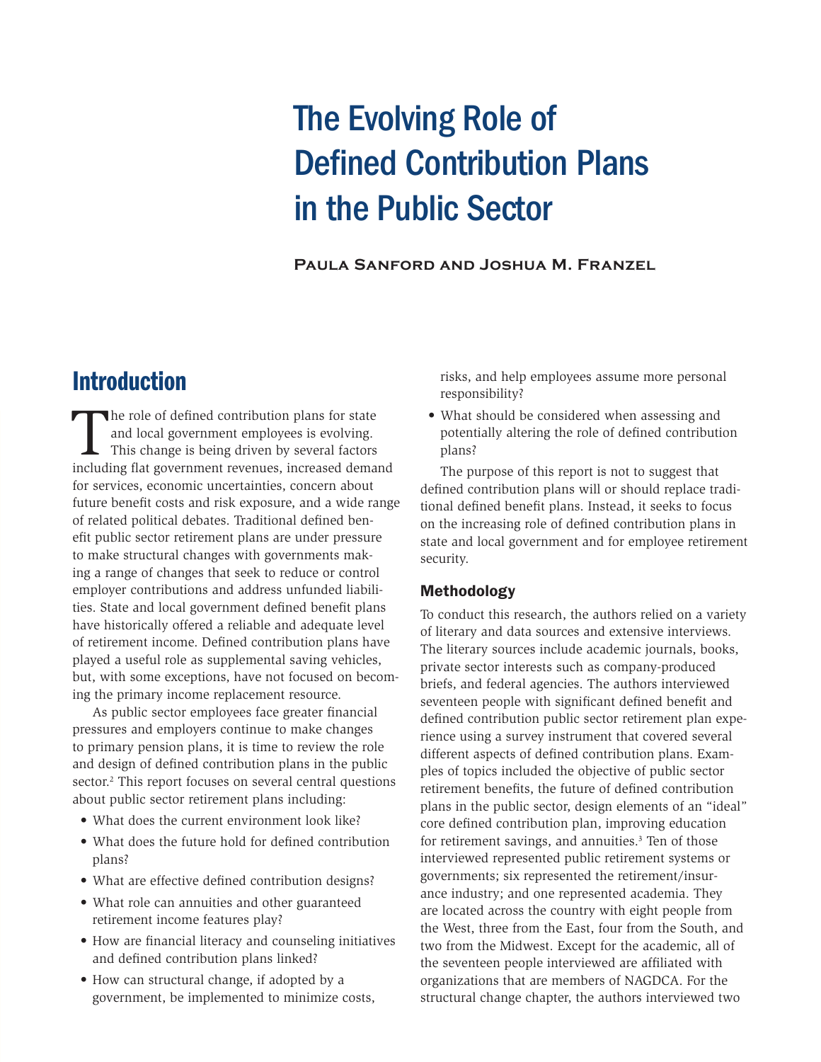# The Evolving Role of Defined Contribution Plans in the Public Sector

**Paula Sanford and Joshua M. Franzel**

## Introduction

The role of defined contribution plans for state and local government employees is evolving. This change is being driven by several factors including flat government revenues, increased demand for services, economic uncertainties, concern about future benefit costs and risk exposure, and a wide range of related political debates. Traditional defined benefit public sector retirement plans are under pressure to make structural changes with governments making a range of changes that seek to reduce or control employer contributions and address unfunded liabilities. State and local government defined benefit plans have historically offered a reliable and adequate level of retirement income. Defined contribution plans have played a useful role as supplemental saving vehicles, but, with some exceptions, have not focused on becoming the primary income replacement resource.

As public sector employees face greater financial pressures and employers continue to make changes to primary pension plans, it is time to review the role and design of defined contribution plans in the public sector.[2] This report focuses on several central questions about public sector retirement plans including:

- What does the current environment look like?
- What does the future hold for defined contribution plans?
- What are effective defined contribution designs?
- What role can annuities and other guaranteed retirement income features play?
- How are financial literacy and counseling initiatives and defined contribution plans linked?
- How can structural change, if adopted by a government, be implemented to minimize costs, risks, and help employees assume more personal responsibility?
- What should be considered when assessing and potentially altering the role of defined contribution plans?

The purpose of this report is not to suggest that defined contribution plans will or should replace traditional defined benefit plans. Instead, it seeks to focus on the increasing role of defined contribution plans in state and local government and for employee retirement security.

### Methodology

To conduct this research, the authors relied on a variety of literary and data sources and extensive interviews. The literary sources include academic journals, books, private sector interests such as company-produced briefs, and federal agencies. The authors interviewed seventeen people with significant defined benefit and defined contribution public sector retirement plan experience using a survey instrument that covered several different aspects of defined contribution plans. Examples of topics included the objective of public sector retirement benefits, the future of defined contribution plans in the public sector, design elements of an "ideal" core defined contribution plan, improving education for retirement savings, and annuities.[3] Ten of those interviewed represented public retirement systems or governments; six represented the retirement/insurance industry; and one represented academia. They are located across the country with eight people from the West, three from the East, four from the South, and two from the Midwest. Except for the academic, all of the seventeen people interviewed are affiliated with organizations that are members of NAGDCA. For the structural change chapter, the authors interviewed two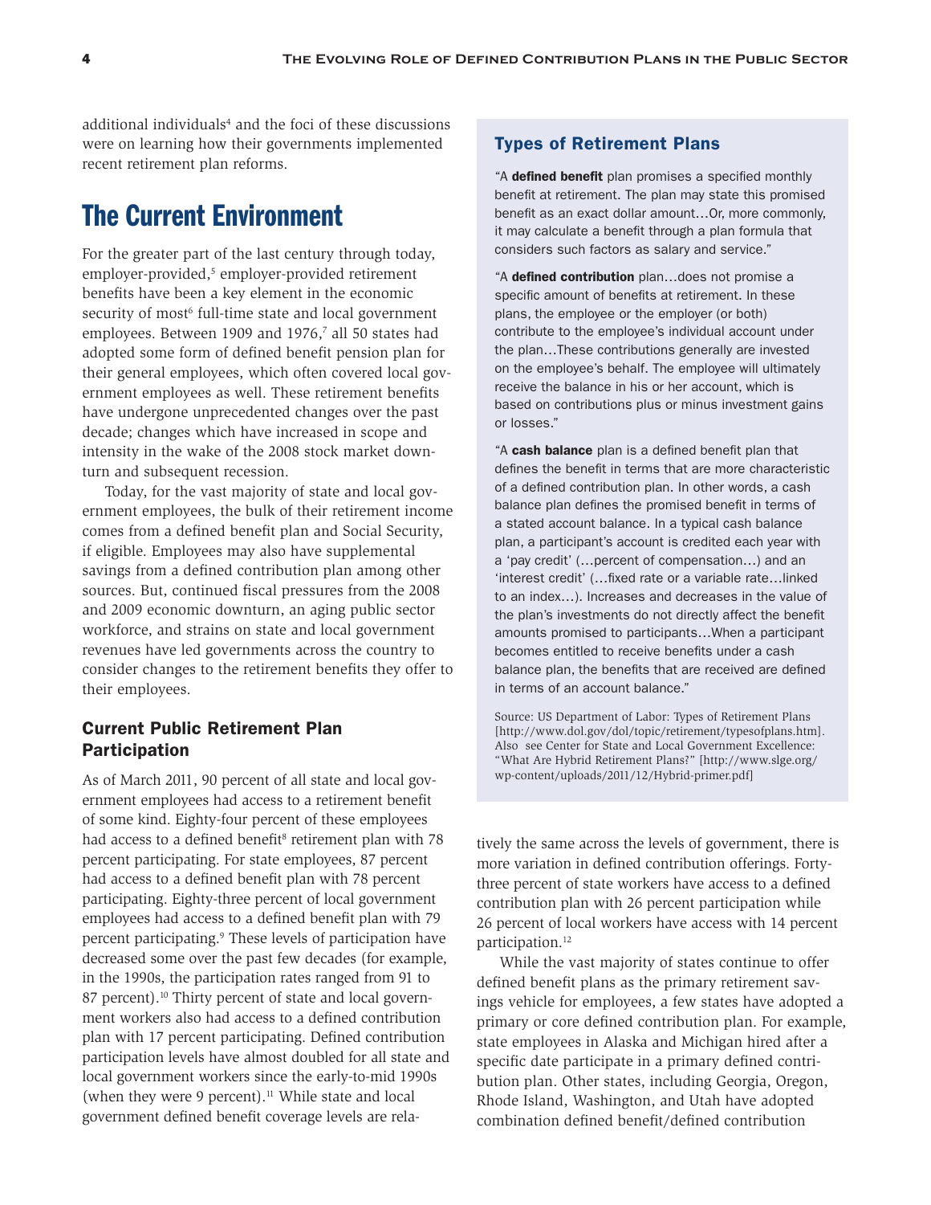additional individuals[4] and the foci of these discussions were on learning how their governments implemented recent retirement plan reforms.

## The Current Environment

For the greater part of the last century through today, employer-provided,[5] employer-provided retirement benefits have been a key element in the economic security of most[6] full-time state and local government employees. Between 1909 and 1976,[7] all 50 states had adopted some form of defined benefit pension plan for their general employees, which often covered local government employees as well. These retirement benefits have undergone unprecedented changes over the past decade; changes which have increased in scope and intensity in the wake of the 2008 stock market downturn and subsequent recession.

Today, for the vast majority of state and local government employees, the bulk of their retirement income comes from a defined benefit plan and Social Security, if eligible. Employees may also have supplemental savings from a defined contribution plan among other sources. But, continued fiscal pressures from the 2008 and 2009 economic downturn, an aging public sector workforce, and strains on state and local government revenues have led governments across the country to consider changes to the retirement benefits they offer to their employees.

### Current Public Retirement Plan Participation

As of March 2011, 90 percent of all state and local government employees had access to a retirement benefit of some kind. Eighty-four percent of these employees had access to a defined benefit[8] retirement plan with 78 percent participating. For state employees, 87 percent had access to a defined benefit plan with 78 percent participating. Eighty-three percent of local government employees had access to a defined benefit plan with 79 percent participating.[9] These levels of participation have decreased some over the past few decades (for example, in the 1990s, the participation rates ranged from 91 to 87 percent).[10] Thirty percent of state and local government workers also had access to a defined contribution plan with 17 percent participating. Defined contribution participation levels have almost doubled for all state and local government workers since the early-to-mid 1990s (when they were 9 percent).[11] While state and local government defined benefit coverage levels are relatively the same across the levels of government, there is more variation in defined contribution offerings. Forty-three percent of state workers have access to a defined contribution plan with 26 percent participation while 26 percent of local workers have access with 14 percent participation.[12]

While the vast majority of states continue to offer defined benefit plans as the primary retirement savings vehicle for employees, a few states have adopted a primary or core defined contribution plan. For example, state employees in Alaska and Michigan hired after a specific date participate in a primary defined contribution plan. Other states, including Georgia, Oregon, Rhode Island, Washington, and Utah have adopted combination defined benefit/defined contribution

### Types of Retirement Plans

"A **defined benefit** plan promises a specified monthly benefit at retirement. The plan may state this promised benefit as an exact dollar amount…Or, more commonly, it may calculate a benefit through a plan formula that considers such factors as salary and service."

"A **defined contribution** plan…does not promise a specific amount of benefits at retirement. In these plans, the employee or the employer (or both) contribute to the employee's individual account under the plan…These contributions generally are invested on the employee's behalf. The employee will ultimately receive the balance in his or her account, which is based on contributions plus or minus investment gains or losses."

"A **cash balance** plan is a defined benefit plan that defines the benefit in terms that are more characteristic of a defined contribution plan. In other words, a cash balance plan defines the promised benefit in terms of a stated account balance. In a typical cash balance plan, a participant's account is credited each year with a 'pay credit' (…percent of compensation…) and an 'interest credit' (…fixed rate or a variable rate…linked to an index…). Increases and decreases in the value of the plan's investments do not directly affect the benefit amounts promised to participants…When a participant becomes entitled to receive benefits under a cash balance plan, the benefits that are received are defined in terms of an account balance."

Source: US Department of Labor: Types of Retirement Plans [http://www.dol.gov/dol/topic/retirement/typesofplans.htm]. Also see Center for State and Local Government Excellence: "What Are Hybrid Retirement Plans?" [http://www.slge.org/wp-content/uploads/2011/12/Hybrid-primer.pdf]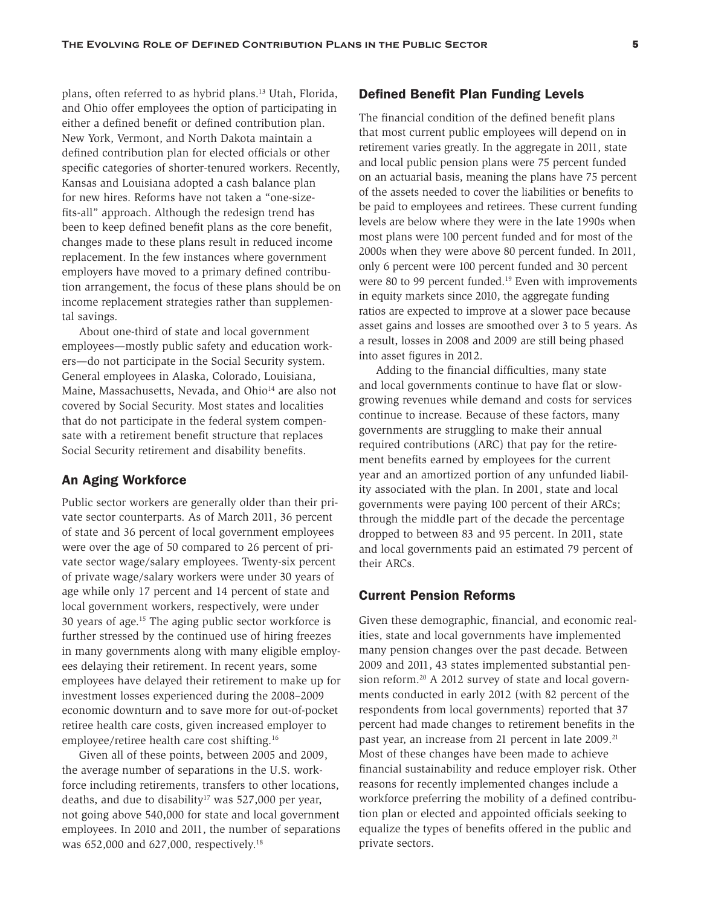plans, often referred to as hybrid plans.[13] Utah, Florida, and Ohio offer employees the option of participating in either a defined benefit or defined contribution plan. New York, Vermont, and North Dakota maintain a defined contribution plan for elected officials or other specific categories of shorter-tenured workers. Recently, Kansas and Louisiana adopted a cash balance plan for new hires. Reforms have not taken a "one-size-fits-all" approach. Although the redesign trend has been to keep defined benefit plans as the core benefit, changes made to these plans result in reduced income replacement. In the few instances where government employers have moved to a primary defined contribution arrangement, the focus of these plans should be on income replacement strategies rather than supplemental savings.

About one-third of state and local government employees—mostly public safety and education workers—do not participate in the Social Security system. General employees in Alaska, Colorado, Louisiana, Maine, Massachusetts, Nevada, and Ohio[14] are also not covered by Social Security. Most states and localities that do not participate in the federal system compensate with a retirement benefit structure that replaces Social Security retirement and disability benefits.

## An Aging Workforce

Public sector workers are generally older than their private sector counterparts. As of March 2011, 36 percent of state and 36 percent of local government employees were over the age of 50 compared to 26 percent of private sector wage/salary employees. Twenty-six percent of private wage/salary workers were under 30 years of age while only 17 percent and 14 percent of state and local government workers, respectively, were under 30 years of age.[15] The aging public sector workforce is further stressed by the continued use of hiring freezes in many governments along with many eligible employees delaying their retirement. In recent years, some employees have delayed their retirement to make up for investment losses experienced during the 2008–2009 economic downturn and to save more for out-of-pocket retiree health care costs, given increased employer to employee/retiree health care cost shifting.[16]

Given all of these points, between 2005 and 2009, the average number of separations in the U.S. workforce including retirements, transfers to other locations, deaths, and due to disability[17] was 527,000 per year, not going above 540,000 for state and local government employees. In 2010 and 2011, the number of separations was 652,000 and 627,000, respectively.[18]

## Defined Benefit Plan Funding Levels

The financial condition of the defined benefit plans that most current public employees will depend on in retirement varies greatly. In the aggregate in 2011, state and local public pension plans were 75 percent funded on an actuarial basis, meaning the plans have 75 percent of the assets needed to cover the liabilities or benefits to be paid to employees and retirees. These current funding levels are below where they were in the late 1990s when most plans were 100 percent funded and for most of the 2000s when they were above 80 percent funded. In 2011, only 6 percent were 100 percent funded and 30 percent were 80 to 99 percent funded.[19] Even with improvements in equity markets since 2010, the aggregate funding ratios are expected to improve at a slower pace because asset gains and losses are smoothed over 3 to 5 years. As a result, losses in 2008 and 2009 are still being phased into asset figures in 2012.

Adding to the financial difficulties, many state and local governments continue to have flat or slow-growing revenues while demand and costs for services continue to increase. Because of these factors, many governments are struggling to make their annual required contributions (ARC) that pay for the retirement benefits earned by employees for the current year and an amortized portion of any unfunded liability associated with the plan. In 2001, state and local governments were paying 100 percent of their ARCs; through the middle part of the decade the percentage dropped to between 83 and 95 percent. In 2011, state and local governments paid an estimated 79 percent of their ARCs.

## Current Pension Reforms

Given these demographic, financial, and economic realities, state and local governments have implemented many pension changes over the past decade. Between 2009 and 2011, 43 states implemented substantial pension reform.[20] A 2012 survey of state and local governments conducted in early 2012 (with 82 percent of the respondents from local governments) reported that 37 percent had made changes to retirement benefits in the past year, an increase from 21 percent in late 2009.[21] Most of these changes have been made to achieve financial sustainability and reduce employer risk. Other reasons for recently implemented changes include a workforce preferring the mobility of a defined contribution plan or elected and appointed officials seeking to equalize the types of benefits offered in the public and private sectors.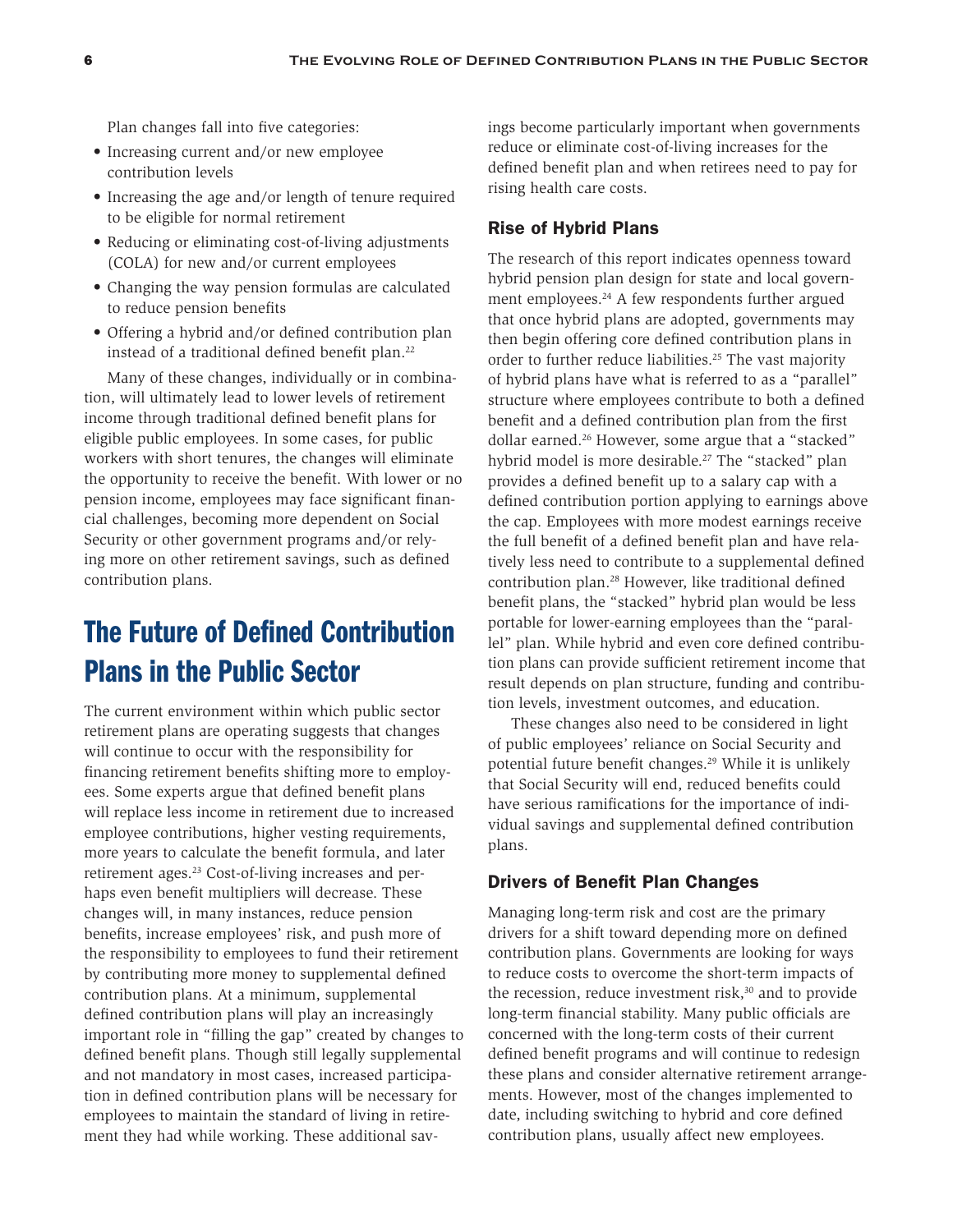Plan changes fall into five categories:

- Increasing current and/or new employee contribution levels
- Increasing the age and/or length of tenure required to be eligible for normal retirement
- Reducing or eliminating cost-of-living adjustments (COLA) for new and/or current employees
- Changing the way pension formulas are calculated to reduce pension benefits
- Offering a hybrid and/or defined contribution plan instead of a traditional defined benefit plan.[22]

Many of these changes, individually or in combination, will ultimately lead to lower levels of retirement income through traditional defined benefit plans for eligible public employees. In some cases, for public workers with short tenures, the changes will eliminate the opportunity to receive the benefit. With lower or no pension income, employees may face significant financial challenges, becoming more dependent on Social Security or other government programs and/or relying more on other retirement savings, such as defined contribution plans.

# The Future of Defined Contribution Plans in the Public Sector

The current environment within which public sector retirement plans are operating suggests that changes will continue to occur with the responsibility for financing retirement benefits shifting more to employees. Some experts argue that defined benefit plans will replace less income in retirement due to increased employee contributions, higher vesting requirements, more years to calculate the benefit formula, and later retirement ages.[23] Cost-of-living increases and perhaps even benefit multipliers will decrease. These changes will, in many instances, reduce pension benefits, increase employees' risk, and push more of the responsibility to employees to fund their retirement by contributing more money to supplemental defined contribution plans. At a minimum, supplemental defined contribution plans will play an increasingly important role in "filling the gap" created by changes to defined benefit plans. Though still legally supplemental and not mandatory in most cases, increased participation in defined contribution plans will be necessary for employees to maintain the standard of living in retirement they had while working. These additional savings become particularly important when governments reduce or eliminate cost-of-living increases for the defined benefit plan and when retirees need to pay for rising health care costs.

## Rise of Hybrid Plans

The research of this report indicates openness toward hybrid pension plan design for state and local government employees.[24] A few respondents further argued that once hybrid plans are adopted, governments may then begin offering core defined contribution plans in order to further reduce liabilities.[25] The vast majority of hybrid plans have what is referred to as a "parallel" structure where employees contribute to both a defined benefit and a defined contribution plan from the first dollar earned.[26] However, some argue that a "stacked" hybrid model is more desirable.[27] The "stacked" plan provides a defined benefit up to a salary cap with a defined contribution portion applying to earnings above the cap. Employees with more modest earnings receive the full benefit of a defined benefit plan and have relatively less need to contribute to a supplemental defined contribution plan.[28] However, like traditional defined benefit plans, the "stacked" hybrid plan would be less portable for lower-earning employees than the "parallel" plan. While hybrid and even core defined contribution plans can provide sufficient retirement income that result depends on plan structure, funding and contribution levels, investment outcomes, and education.

These changes also need to be considered in light of public employees' reliance on Social Security and potential future benefit changes.[29] While it is unlikely that Social Security will end, reduced benefits could have serious ramifications for the importance of individual savings and supplemental defined contribution plans.

## Drivers of Benefit Plan Changes

Managing long-term risk and cost are the primary drivers for a shift toward depending more on defined contribution plans. Governments are looking for ways to reduce costs to overcome the short-term impacts of the recession, reduce investment risk,[30] and to provide long-term financial stability. Many public officials are concerned with the long-term costs of their current defined benefit programs and will continue to redesign these plans and consider alternative retirement arrangements. However, most of the changes implemented to date, including switching to hybrid and core defined contribution plans, usually affect new employees.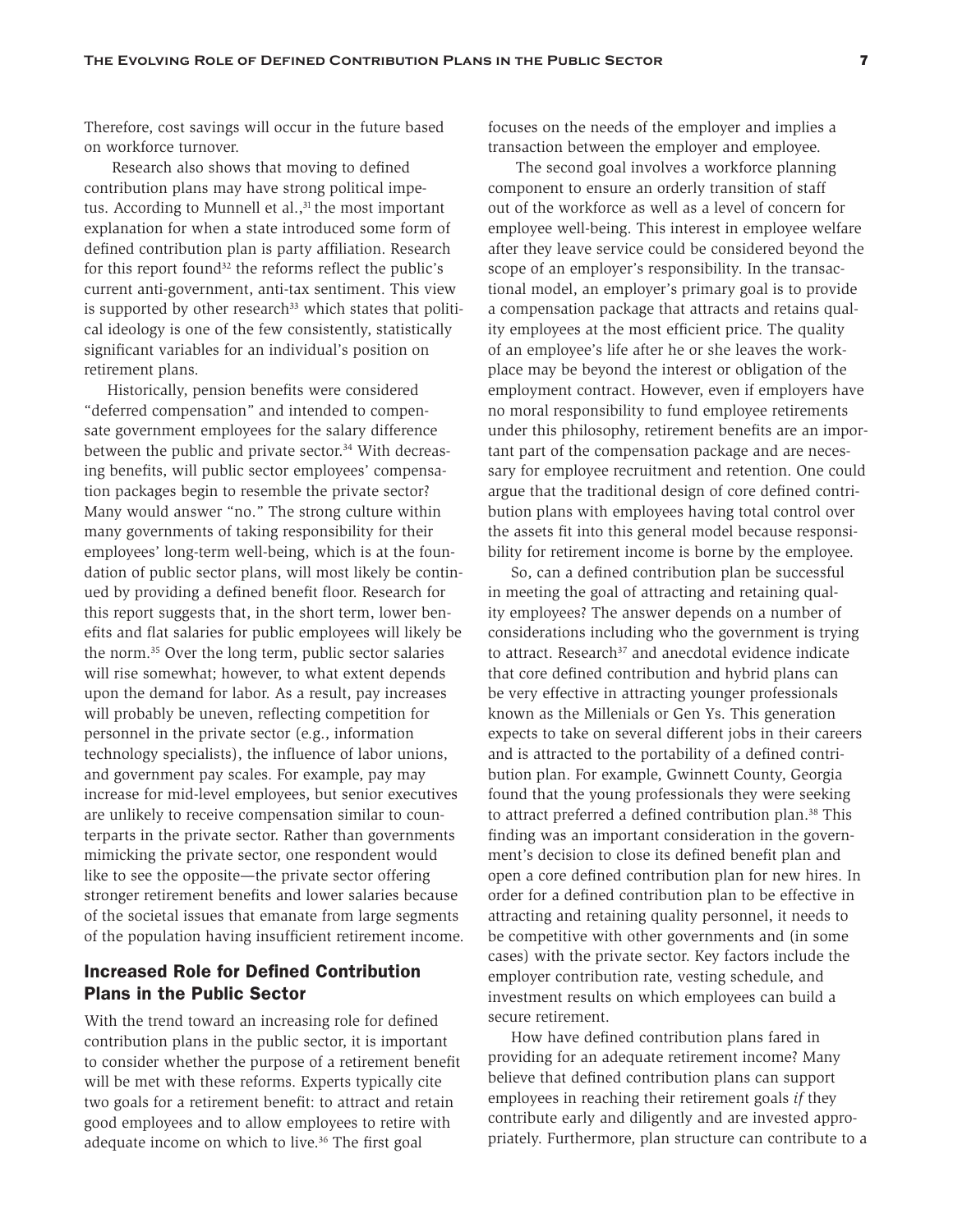Therefore, cost savings will occur in the future based on workforce turnover.

Research also shows that moving to defined contribution plans may have strong political impetus. According to Munnell et al.,[31] the most important explanation for when a state introduced some form of defined contribution plan is party affiliation. Research for this report found[32] the reforms reflect the public's current anti-government, anti-tax sentiment. This view is supported by other research[33] which states that political ideology is one of the few consistently, statistically significant variables for an individual's position on retirement plans.

Historically, pension benefits were considered "deferred compensation" and intended to compensate government employees for the salary difference between the public and private sector.[34] With decreasing benefits, will public sector employees' compensation packages begin to resemble the private sector? Many would answer "no." The strong culture within many governments of taking responsibility for their employees' long-term well-being, which is at the foundation of public sector plans, will most likely be continued by providing a defined benefit floor. Research for this report suggests that, in the short term, lower benefits and flat salaries for public employees will likely be the norm.[35] Over the long term, public sector salaries will rise somewhat; however, to what extent depends upon the demand for labor. As a result, pay increases will probably be uneven, reflecting competition for personnel in the private sector (e.g., information technology specialists), the influence of labor unions, and government pay scales. For example, pay may increase for mid-level employees, but senior executives are unlikely to receive compensation similar to counterparts in the private sector. Rather than governments mimicking the private sector, one respondent would like to see the opposite—the private sector offering stronger retirement benefits and lower salaries because of the societal issues that emanate from large segments of the population having insufficient retirement income.

## Increased Role for Defined Contribution Plans in the Public Sector

With the trend toward an increasing role for defined contribution plans in the public sector, it is important to consider whether the purpose of a retirement benefit will be met with these reforms. Experts typically cite two goals for a retirement benefit: to attract and retain good employees and to allow employees to retire with adequate income on which to live.[36] The first goal focuses on the needs of the employer and implies a transaction between the employer and employee.

The second goal involves a workforce planning component to ensure an orderly transition of staff out of the workforce as well as a level of concern for employee well-being. This interest in employee welfare after they leave service could be considered beyond the scope of an employer's responsibility. In the transactional model, an employer's primary goal is to provide a compensation package that attracts and retains quality employees at the most efficient price. The quality of an employee's life after he or she leaves the workplace may be beyond the interest or obligation of the employment contract. However, even if employers have no moral responsibility to fund employee retirements under this philosophy, retirement benefits are an important part of the compensation package and are necessary for employee recruitment and retention. One could argue that the traditional design of core defined contribution plans with employees having total control over the assets fit into this general model because responsibility for retirement income is borne by the employee.

So, can a defined contribution plan be successful in meeting the goal of attracting and retaining quality employees? The answer depends on a number of considerations including who the government is trying to attract. Research[37] and anecdotal evidence indicate that core defined contribution and hybrid plans can be very effective in attracting younger professionals known as the Millenials or Gen Ys. This generation expects to take on several different jobs in their careers and is attracted to the portability of a defined contribution plan. For example, Gwinnett County, Georgia found that the young professionals they were seeking to attract preferred a defined contribution plan.[38] This finding was an important consideration in the government's decision to close its defined benefit plan and open a core defined contribution plan for new hires. In order for a defined contribution plan to be effective in attracting and retaining quality personnel, it needs to be competitive with other governments and (in some cases) with the private sector. Key factors include the employer contribution rate, vesting schedule, and investment results on which employees can build a secure retirement.

How have defined contribution plans fared in providing for an adequate retirement income? Many believe that defined contribution plans can support employees in reaching their retirement goals *if* they contribute early and diligently and are invested appropriately. Furthermore, plan structure can contribute to a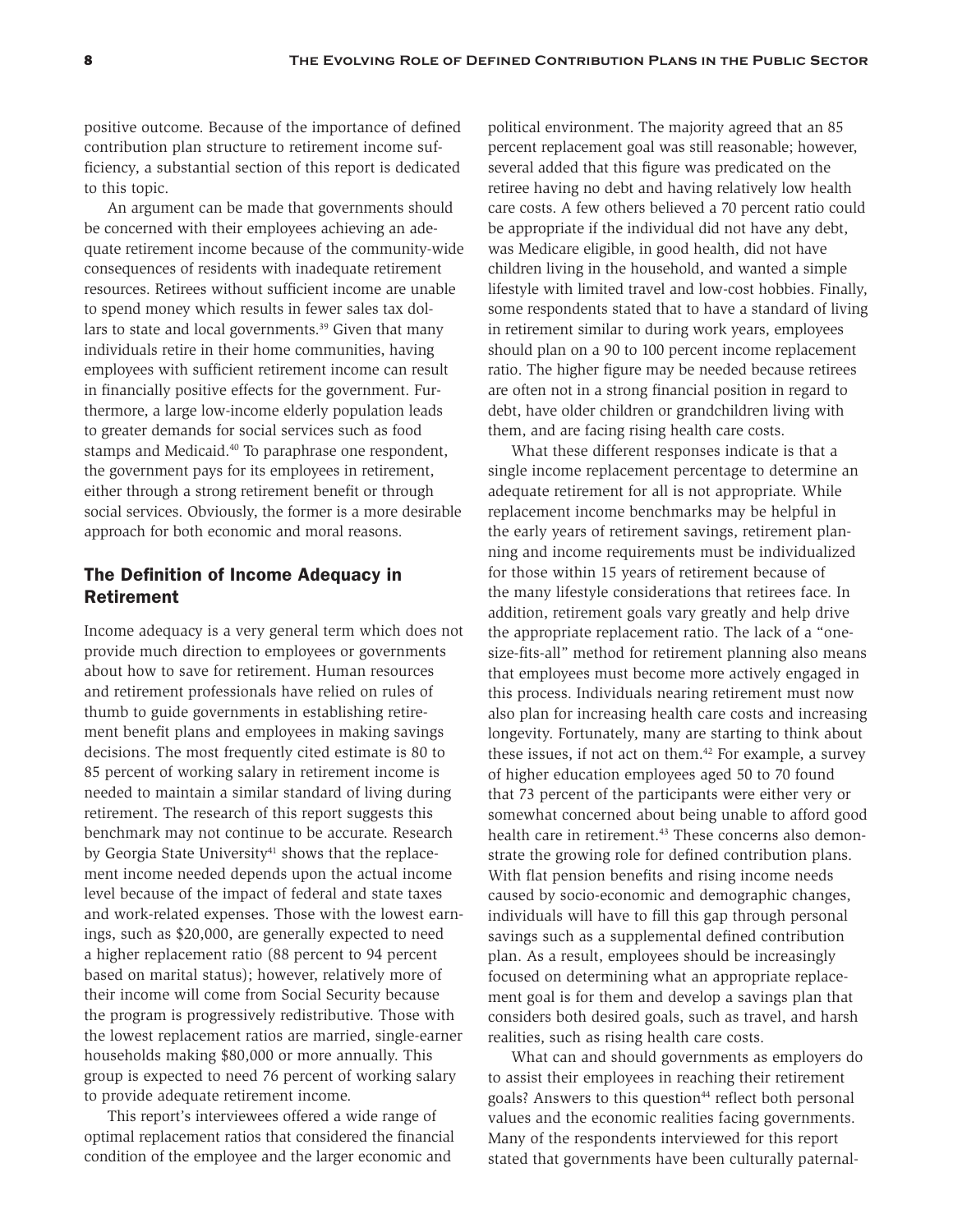positive outcome. Because of the importance of defined contribution plan structure to retirement income sufficiency, a substantial section of this report is dedicated to this topic.

An argument can be made that governments should be concerned with their employees achieving an adequate retirement income because of the community-wide consequences of residents with inadequate retirement resources. Retirees without sufficient income are unable to spend money which results in fewer sales tax dollars to state and local governments.[39] Given that many individuals retire in their home communities, having employees with sufficient retirement income can result in financially positive effects for the government. Furthermore, a large low-income elderly population leads to greater demands for social services such as food stamps and Medicaid.[40] To paraphrase one respondent, the government pays for its employees in retirement, either through a strong retirement benefit or through social services. Obviously, the former is a more desirable approach for both economic and moral reasons.

## The Definition of Income Adequacy in Retirement

Income adequacy is a very general term which does not provide much direction to employees or governments about how to save for retirement. Human resources and retirement professionals have relied on rules of thumb to guide governments in establishing retirement benefit plans and employees in making savings decisions. The most frequently cited estimate is 80 to 85 percent of working salary in retirement income is needed to maintain a similar standard of living during retirement. The research of this report suggests this benchmark may not continue to be accurate. Research by Georgia State University[41] shows that the replacement income needed depends upon the actual income level because of the impact of federal and state taxes and work-related expenses. Those with the lowest earnings, such as $20,000, are generally expected to need a higher replacement ratio (88 percent to 94 percent based on marital status); however, relatively more of their income will come from Social Security because the program is progressively redistributive. Those with the lowest replacement ratios are married, single-earner households making $80,000 or more annually. This group is expected to need 76 percent of working salary to provide adequate retirement income.

This report's interviewees offered a wide range of optimal replacement ratios that considered the financial condition of the employee and the larger economic and political environment. The majority agreed that an 85 percent replacement goal was still reasonable; however, several added that this figure was predicated on the retiree having no debt and having relatively low health care costs. A few others believed a 70 percent ratio could be appropriate if the individual did not have any debt, was Medicare eligible, in good health, did not have children living in the household, and wanted a simple lifestyle with limited travel and low-cost hobbies. Finally, some respondents stated that to have a standard of living in retirement similar to during work years, employees should plan on a 90 to 100 percent income replacement ratio. The higher figure may be needed because retirees are often not in a strong financial position in regard to debt, have older children or grandchildren living with them, and are facing rising health care costs.

What these different responses indicate is that a single income replacement percentage to determine an adequate retirement for all is not appropriate. While replacement income benchmarks may be helpful in the early years of retirement savings, retirement planning and income requirements must be individualized for those within 15 years of retirement because of the many lifestyle considerations that retirees face. In addition, retirement goals vary greatly and help drive the appropriate replacement ratio. The lack of a "one-size-fits-all" method for retirement planning also means that employees must become more actively engaged in this process. Individuals nearing retirement must now also plan for increasing health care costs and increasing longevity. Fortunately, many are starting to think about these issues, if not act on them.[42] For example, a survey of higher education employees aged 50 to 70 found that 73 percent of the participants were either very or somewhat concerned about being unable to afford good health care in retirement.[43] These concerns also demonstrate the growing role for defined contribution plans. With flat pension benefits and rising income needs caused by socio-economic and demographic changes, individuals will have to fill this gap through personal savings such as a supplemental defined contribution plan. As a result, employees should be increasingly focused on determining what an appropriate replacement goal is for them and develop a savings plan that considers both desired goals, such as travel, and harsh realities, such as rising health care costs.

What can and should governments as employers do to assist their employees in reaching their retirement goals? Answers to this question[44] reflect both personal values and the economic realities facing governments. Many of the respondents interviewed for this report stated that governments have been culturally paternal-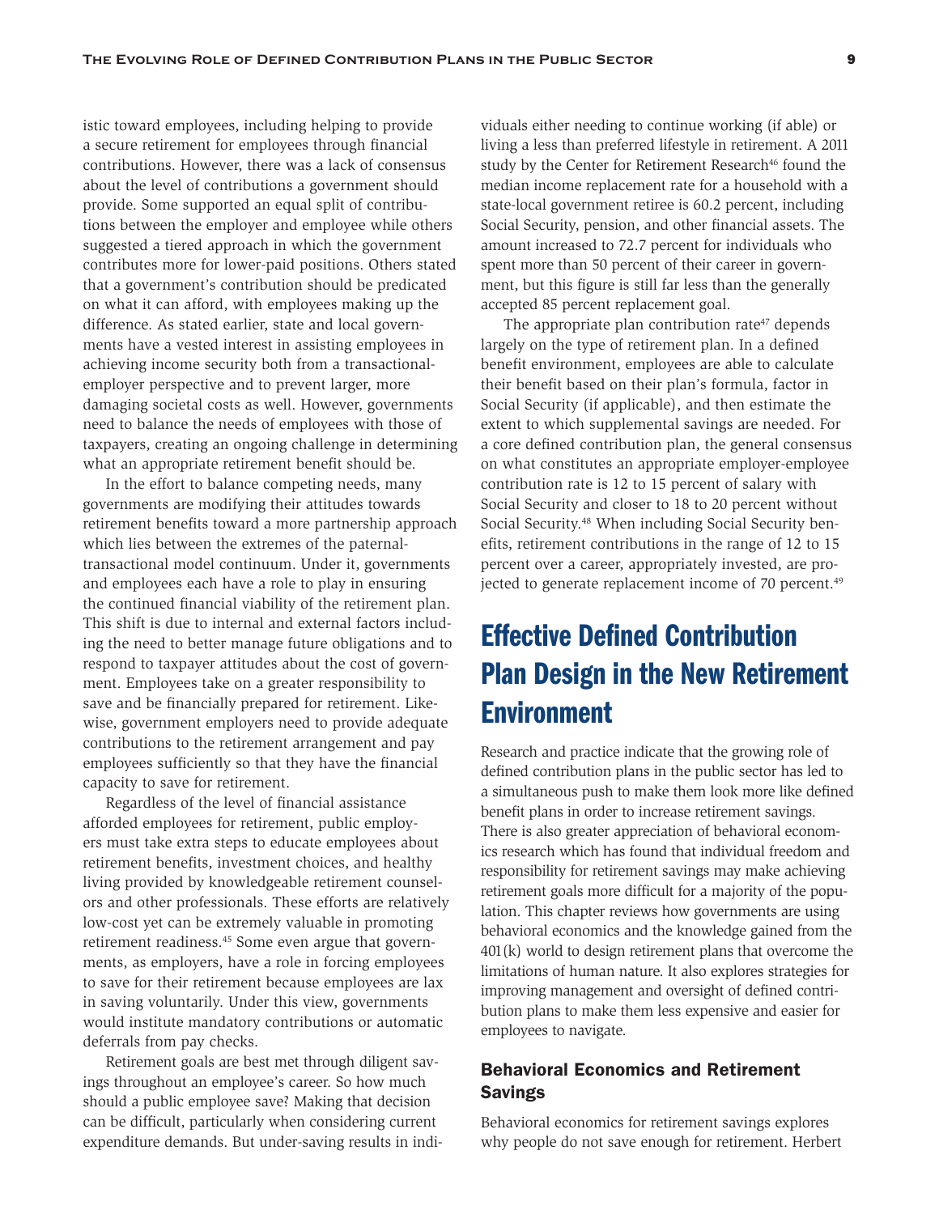istic toward employees, including helping to provide a secure retirement for employees through financial contributions. However, there was a lack of consensus about the level of contributions a government should provide. Some supported an equal split of contributions between the employer and employee while others suggested a tiered approach in which the government contributes more for lower-paid positions. Others stated that a government's contribution should be predicated on what it can afford, with employees making up the difference. As stated earlier, state and local governments have a vested interest in assisting employees in achieving income security both from a transactional-employer perspective and to prevent larger, more damaging societal costs as well. However, governments need to balance the needs of employees with those of taxpayers, creating an ongoing challenge in determining what an appropriate retirement benefit should be.

In the effort to balance competing needs, many governments are modifying their attitudes towards retirement benefits toward a more partnership approach which lies between the extremes of the paternal-transactional model continuum. Under it, governments and employees each have a role to play in ensuring the continued financial viability of the retirement plan. This shift is due to internal and external factors including the need to better manage future obligations and to respond to taxpayer attitudes about the cost of government. Employees take on a greater responsibility to save and be financially prepared for retirement. Likewise, government employers need to provide adequate contributions to the retirement arrangement and pay employees sufficiently so that they have the financial capacity to save for retirement.

Regardless of the level of financial assistance afforded employees for retirement, public employers must take extra steps to educate employees about retirement benefits, investment choices, and healthy living provided by knowledgeable retirement counselors and other professionals. These efforts are relatively low-cost yet can be extremely valuable in promoting retirement readiness.[45] Some even argue that governments, as employers, have a role in forcing employees to save for their retirement because employees are lax in saving voluntarily. Under this view, governments would institute mandatory contributions or automatic deferrals from pay checks.

Retirement goals are best met through diligent savings throughout an employee's career. So how much should a public employee save? Making that decision can be difficult, particularly when considering current expenditure demands. But under-saving results in individuals either needing to continue working (if able) or living a less than preferred lifestyle in retirement. A 2011 study by the Center for Retirement Research[46] found the median income replacement rate for a household with a state-local government retiree is 60.2 percent, including Social Security, pension, and other financial assets. The amount increased to 72.7 percent for individuals who spent more than 50 percent of their career in government, but this figure is still far less than the generally accepted 85 percent replacement goal.

The appropriate plan contribution rate[47] depends largely on the type of retirement plan. In a defined benefit environment, employees are able to calculate their benefit based on their plan's formula, factor in Social Security (if applicable), and then estimate the extent to which supplemental savings are needed. For a core defined contribution plan, the general consensus on what constitutes an appropriate employer-employee contribution rate is 12 to 15 percent of salary with Social Security and closer to 18 to 20 percent without Social Security.[48] When including Social Security benefits, retirement contributions in the range of 12 to 15 percent over a career, appropriately invested, are projected to generate replacement income of 70 percent.[49]

## Effective Defined Contribution Plan Design in the New Retirement Environment

Research and practice indicate that the growing role of defined contribution plans in the public sector has led to a simultaneous push to make them look more like defined benefit plans in order to increase retirement savings. There is also greater appreciation of behavioral economics research which has found that individual freedom and responsibility for retirement savings may make achieving retirement goals more difficult for a majority of the population. This chapter reviews how governments are using behavioral economics and the knowledge gained from the 401(k) world to design retirement plans that overcome the limitations of human nature. It also explores strategies for improving management and oversight of defined contribution plans to make them less expensive and easier for employees to navigate.

### Behavioral Economics and Retirement Savings

Behavioral economics for retirement savings explores why people do not save enough for retirement. Herbert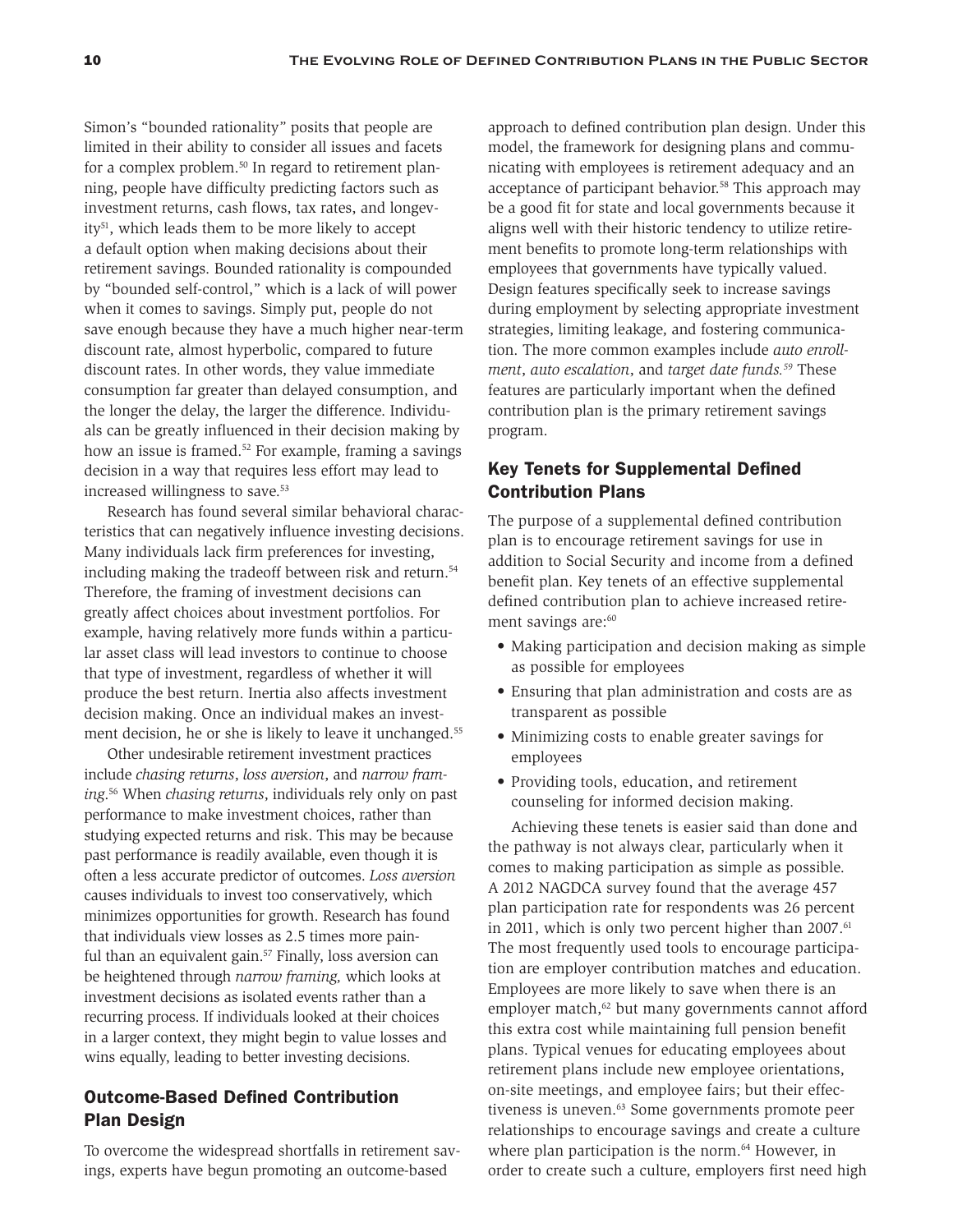Simon's "bounded rationality" posits that people are limited in their ability to consider all issues and facets for a complex problem.[50] In regard to retirement planning, people have difficulty predicting factors such as investment returns, cash flows, tax rates, and longevity[51], which leads them to be more likely to accept a default option when making decisions about their retirement savings. Bounded rationality is compounded by "bounded self-control," which is a lack of will power when it comes to savings. Simply put, people do not save enough because they have a much higher near-term discount rate, almost hyperbolic, compared to future discount rates. In other words, they value immediate consumption far greater than delayed consumption, and the longer the delay, the larger the difference. Individuals can be greatly influenced in their decision making by how an issue is framed.[52] For example, framing a savings decision in a way that requires less effort may lead to increased willingness to save.[53]

Research has found several similar behavioral characteristics that can negatively influence investing decisions. Many individuals lack firm preferences for investing, including making the tradeoff between risk and return.[54] Therefore, the framing of investment decisions can greatly affect choices about investment portfolios. For example, having relatively more funds within a particular asset class will lead investors to continue to choose that type of investment, regardless of whether it will produce the best return. Inertia also affects investment decision making. Once an individual makes an investment decision, he or she is likely to leave it unchanged.[55]

Other undesirable retirement investment practices include *chasing returns*, *loss aversion*, and *narrow framing*.[56] When *chasing returns*, individuals rely only on past performance to make investment choices, rather than studying expected returns and risk. This may be because past performance is readily available, even though it is often a less accurate predictor of outcomes. *Loss aversion* causes individuals to invest too conservatively, which minimizes opportunities for growth. Research has found that individuals view losses as 2.5 times more painful than an equivalent gain.[57] Finally, loss aversion can be heightened through *narrow framing,* which looks at investment decisions as isolated events rather than a recurring process. If individuals looked at their choices in a larger context, they might begin to value losses and wins equally, leading to better investing decisions.

## Outcome-Based Defined Contribution Plan Design

To overcome the widespread shortfalls in retirement savings, experts have begun promoting an outcome-based approach to defined contribution plan design. Under this model, the framework for designing plans and communicating with employees is retirement adequacy and an acceptance of participant behavior.[58] This approach may be a good fit for state and local governments because it aligns well with their historic tendency to utilize retirement benefits to promote long-term relationships with employees that governments have typically valued. Design features specifically seek to increase savings during employment by selecting appropriate investment strategies, limiting leakage, and fostering communication. The more common examples include *auto enrollment*, *auto escalation*, and *target date funds.*[59] These features are particularly important when the defined contribution plan is the primary retirement savings program.

## Key Tenets for Supplemental Defined Contribution Plans

The purpose of a supplemental defined contribution plan is to encourage retirement savings for use in addition to Social Security and income from a defined benefit plan. Key tenets of an effective supplemental defined contribution plan to achieve increased retirement savings are:[60]

- Making participation and decision making as simple as possible for employees
- Ensuring that plan administration and costs are as transparent as possible
- Minimizing costs to enable greater savings for employees
- Providing tools, education, and retirement counseling for informed decision making.

Achieving these tenets is easier said than done and the pathway is not always clear, particularly when it comes to making participation as simple as possible. A 2012 NAGDCA survey found that the average 457 plan participation rate for respondents was 26 percent in 2011, which is only two percent higher than 2007.[61] The most frequently used tools to encourage participation are employer contribution matches and education. Employees are more likely to save when there is an employer match,[62] but many governments cannot afford this extra cost while maintaining full pension benefit plans. Typical venues for educating employees about retirement plans include new employee orientations, on-site meetings, and employee fairs; but their effectiveness is uneven.[63] Some governments promote peer relationships to encourage savings and create a culture where plan participation is the norm.[64] However, in order to create such a culture, employers first need high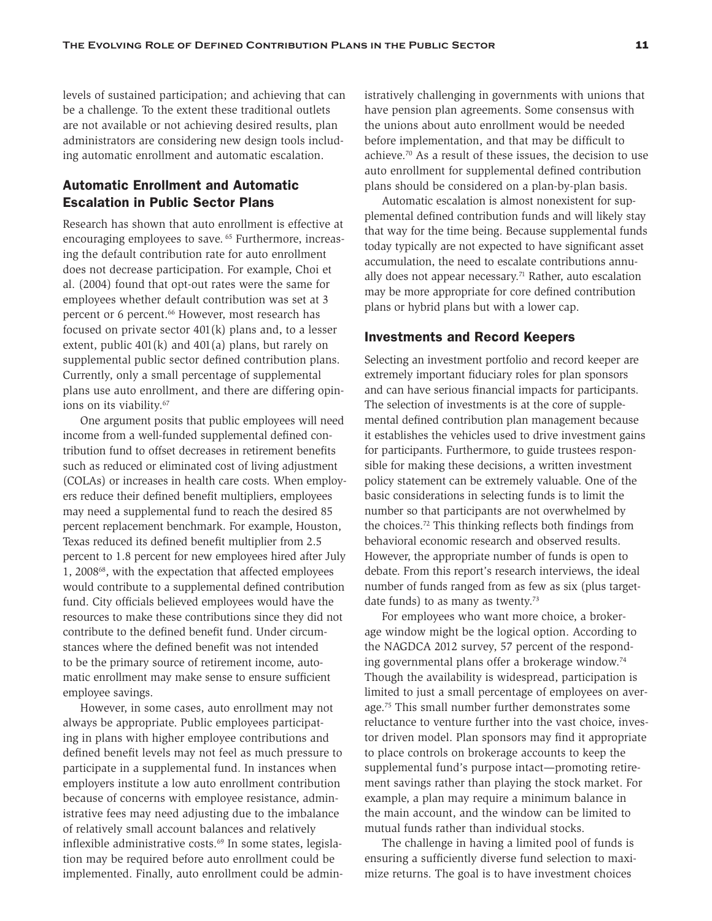levels of sustained participation; and achieving that can be a challenge. To the extent these traditional outlets are not available or not achieving desired results, plan administrators are considering new design tools including automatic enrollment and automatic escalation.

## Automatic Enrollment and Automatic Escalation in Public Sector Plans

Research has shown that auto enrollment is effective at encouraging employees to save.[65] Furthermore, increasing the default contribution rate for auto enrollment does not decrease participation. For example, Choi et al. (2004) found that opt-out rates were the same for employees whether default contribution was set at 3 percent or 6 percent.[66] However, most research has focused on private sector 401(k) plans and, to a lesser extent, public 401(k) and 401(a) plans, but rarely on supplemental public sector defined contribution plans. Currently, only a small percentage of supplemental plans use auto enrollment, and there are differing opinions on its viability.[67]

One argument posits that public employees will need income from a well-funded supplemental defined contribution fund to offset decreases in retirement benefits such as reduced or eliminated cost of living adjustment (COLAs) or increases in health care costs. When employers reduce their defined benefit multipliers, employees may need a supplemental fund to reach the desired 85 percent replacement benchmark. For example, Houston, Texas reduced its defined benefit multiplier from 2.5 percent to 1.8 percent for new employees hired after July 1, 2008[68], with the expectation that affected employees would contribute to a supplemental defined contribution fund. City officials believed employees would have the resources to make these contributions since they did not contribute to the defined benefit fund. Under circumstances where the defined benefit was not intended to be the primary source of retirement income, automatic enrollment may make sense to ensure sufficient employee savings.

However, in some cases, auto enrollment may not always be appropriate. Public employees participating in plans with higher employee contributions and defined benefit levels may not feel as much pressure to participate in a supplemental fund. In instances when employers institute a low auto enrollment contribution because of concerns with employee resistance, administrative fees may need adjusting due to the imbalance of relatively small account balances and relatively inflexible administrative costs.[69] In some states, legislation may be required before auto enrollment could be implemented. Finally, auto enrollment could be administratively challenging in governments with unions that have pension plan agreements. Some consensus with the unions about auto enrollment would be needed before implementation, and that may be difficult to achieve.[70] As a result of these issues, the decision to use auto enrollment for supplemental defined contribution plans should be considered on a plan-by-plan basis.

Automatic escalation is almost nonexistent for supplemental defined contribution funds and will likely stay that way for the time being. Because supplemental funds today typically are not expected to have significant asset accumulation, the need to escalate contributions annually does not appear necessary.[71] Rather, auto escalation may be more appropriate for core defined contribution plans or hybrid plans but with a lower cap.

## Investments and Record Keepers

Selecting an investment portfolio and record keeper are extremely important fiduciary roles for plan sponsors and can have serious financial impacts for participants. The selection of investments is at the core of supplemental defined contribution plan management because it establishes the vehicles used to drive investment gains for participants. Furthermore, to guide trustees responsible for making these decisions, a written investment policy statement can be extremely valuable. One of the basic considerations in selecting funds is to limit the number so that participants are not overwhelmed by the choices.[72] This thinking reflects both findings from behavioral economic research and observed results. However, the appropriate number of funds is open to debate. From this report's research interviews, the ideal number of funds ranged from as few as six (plus target-date funds) to as many as twenty.[73]

For employees who want more choice, a brokerage window might be the logical option. According to the NAGDCA 2012 survey, 57 percent of the responding governmental plans offer a brokerage window.[74] Though the availability is widespread, participation is limited to just a small percentage of employees on average.[75] This small number further demonstrates some reluctance to venture further into the vast choice, investor driven model. Plan sponsors may find it appropriate to place controls on brokerage accounts to keep the supplemental fund's purpose intact—promoting retirement savings rather than playing the stock market. For example, a plan may require a minimum balance in the main account, and the window can be limited to mutual funds rather than individual stocks.

The challenge in having a limited pool of funds is ensuring a sufficiently diverse fund selection to maximize returns. The goal is to have investment choices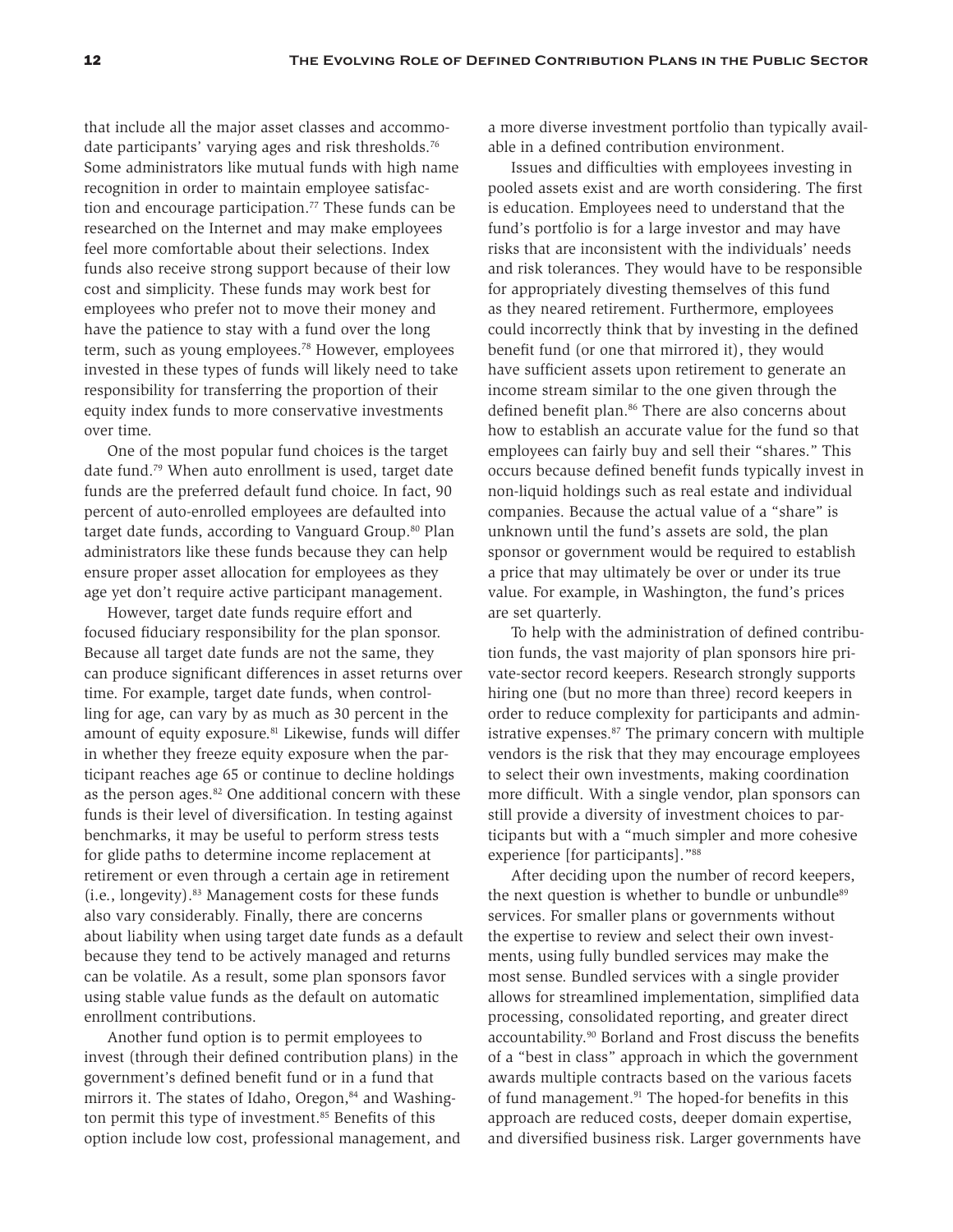that include all the major asset classes and accommodate participants' varying ages and risk thresholds.[76] Some administrators like mutual funds with high name recognition in order to maintain employee satisfaction and encourage participation.[77] These funds can be researched on the Internet and may make employees feel more comfortable about their selections. Index funds also receive strong support because of their low cost and simplicity. These funds may work best for employees who prefer not to move their money and have the patience to stay with a fund over the long term, such as young employees.[78] However, employees invested in these types of funds will likely need to take responsibility for transferring the proportion of their equity index funds to more conservative investments over time.

One of the most popular fund choices is the target date fund.[79] When auto enrollment is used, target date funds are the preferred default fund choice. In fact, 90 percent of auto-enrolled employees are defaulted into target date funds, according to Vanguard Group.[80] Plan administrators like these funds because they can help ensure proper asset allocation for employees as they age yet don't require active participant management.

However, target date funds require effort and focused fiduciary responsibility for the plan sponsor. Because all target date funds are not the same, they can produce significant differences in asset returns over time. For example, target date funds, when controlling for age, can vary by as much as 30 percent in the amount of equity exposure.[81] Likewise, funds will differ in whether they freeze equity exposure when the participant reaches age 65 or continue to decline holdings as the person ages.[82] One additional concern with these funds is their level of diversification. In testing against benchmarks, it may be useful to perform stress tests for glide paths to determine income replacement at retirement or even through a certain age in retirement (i.e., longevity).[83] Management costs for these funds also vary considerably. Finally, there are concerns about liability when using target date funds as a default because they tend to be actively managed and returns can be volatile. As a result, some plan sponsors favor using stable value funds as the default on automatic enrollment contributions.

Another fund option is to permit employees to invest (through their defined contribution plans) in the government's defined benefit fund or in a fund that mirrors it. The states of Idaho, Oregon,[84] and Washington permit this type of investment.[85] Benefits of this option include low cost, professional management, and a more diverse investment portfolio than typically available in a defined contribution environment.

Issues and difficulties with employees investing in pooled assets exist and are worth considering. The first is education. Employees need to understand that the fund's portfolio is for a large investor and may have risks that are inconsistent with the individuals' needs and risk tolerances. They would have to be responsible for appropriately divesting themselves of this fund as they neared retirement. Furthermore, employees could incorrectly think that by investing in the defined benefit fund (or one that mirrored it), they would have sufficient assets upon retirement to generate an income stream similar to the one given through the defined benefit plan.[86] There are also concerns about how to establish an accurate value for the fund so that employees can fairly buy and sell their "shares." This occurs because defined benefit funds typically invest in non-liquid holdings such as real estate and individual companies. Because the actual value of a "share" is unknown until the fund's assets are sold, the plan sponsor or government would be required to establish a price that may ultimately be over or under its true value. For example, in Washington, the fund's prices are set quarterly.

To help with the administration of defined contribution funds, the vast majority of plan sponsors hire private-sector record keepers. Research strongly supports hiring one (but no more than three) record keepers in order to reduce complexity for participants and administrative expenses.[87] The primary concern with multiple vendors is the risk that they may encourage employees to select their own investments, making coordination more difficult. With a single vendor, plan sponsors can still provide a diversity of investment choices to participants but with a "much simpler and more cohesive experience [for participants]."[88]

After deciding upon the number of record keepers, the next question is whether to bundle or unbundle[89] services. For smaller plans or governments without the expertise to review and select their own investments, using fully bundled services may make the most sense. Bundled services with a single provider allows for streamlined implementation, simplified data processing, consolidated reporting, and greater direct accountability.[90] Borland and Frost discuss the benefits of a "best in class" approach in which the government awards multiple contracts based on the various facets of fund management.[91] The hoped-for benefits in this approach are reduced costs, deeper domain expertise, and diversified business risk. Larger governments have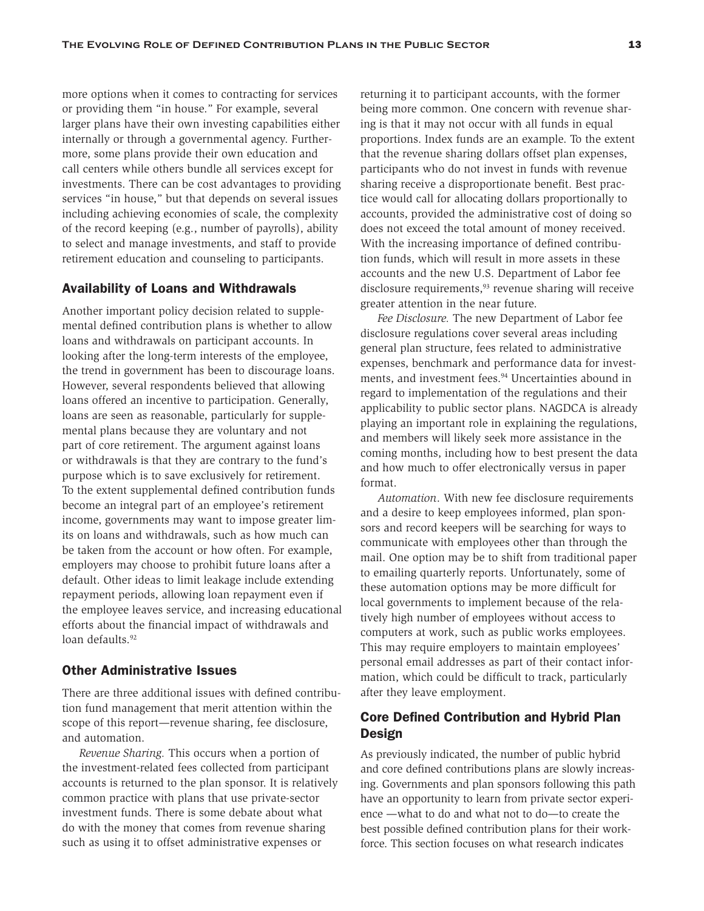more options when it comes to contracting for services or providing them "in house." For example, several larger plans have their own investing capabilities either internally or through a governmental agency. Furthermore, some plans provide their own education and call centers while others bundle all services except for investments. There can be cost advantages to providing services "in house," but that depends on several issues including achieving economies of scale, the complexity of the record keeping (e.g., number of payrolls), ability to select and manage investments, and staff to provide retirement education and counseling to participants.

## Availability of Loans and Withdrawals

Another important policy decision related to supplemental defined contribution plans is whether to allow loans and withdrawals on participant accounts. In looking after the long-term interests of the employee, the trend in government has been to discourage loans. However, several respondents believed that allowing loans offered an incentive to participation. Generally, loans are seen as reasonable, particularly for supplemental plans because they are voluntary and not part of core retirement. The argument against loans or withdrawals is that they are contrary to the fund's purpose which is to save exclusively for retirement. To the extent supplemental defined contribution funds become an integral part of an employee's retirement income, governments may want to impose greater limits on loans and withdrawals, such as how much can be taken from the account or how often. For example, employers may choose to prohibit future loans after a default. Other ideas to limit leakage include extending repayment periods, allowing loan repayment even if the employee leaves service, and increasing educational efforts about the financial impact of withdrawals and loan defaults.[92]

## Other Administrative Issues

There are three additional issues with defined contribution fund management that merit attention within the scope of this report—revenue sharing, fee disclosure, and automation.

*Revenue Sharing.* This occurs when a portion of the investment-related fees collected from participant accounts is returned to the plan sponsor. It is relatively common practice with plans that use private-sector investment funds. There is some debate about what do with the money that comes from revenue sharing such as using it to offset administrative expenses or returning it to participant accounts, with the former being more common. One concern with revenue sharing is that it may not occur with all funds in equal proportions. Index funds are an example. To the extent that the revenue sharing dollars offset plan expenses, participants who do not invest in funds with revenue sharing receive a disproportionate benefit. Best practice would call for allocating dollars proportionally to accounts, provided the administrative cost of doing so does not exceed the total amount of money received. With the increasing importance of defined contribution funds, which will result in more assets in these accounts and the new U.S. Department of Labor fee disclosure requirements,[93] revenue sharing will receive greater attention in the near future.

*Fee Disclosure.* The new Department of Labor fee disclosure regulations cover several areas including general plan structure, fees related to administrative expenses, benchmark and performance data for investments, and investment fees.[94] Uncertainties abound in regard to implementation of the regulations and their applicability to public sector plans. NAGDCA is already playing an important role in explaining the regulations, and members will likely seek more assistance in the coming months, including how to best present the data and how much to offer electronically versus in paper format.

*Automation*. With new fee disclosure requirements and a desire to keep employees informed, plan sponsors and record keepers will be searching for ways to communicate with employees other than through the mail. One option may be to shift from traditional paper to emailing quarterly reports. Unfortunately, some of these automation options may be more difficult for local governments to implement because of the relatively high number of employees without access to computers at work, such as public works employees. This may require employers to maintain employees' personal email addresses as part of their contact information, which could be difficult to track, particularly after they leave employment.

## Core Defined Contribution and Hybrid Plan Design

As previously indicated, the number of public hybrid and core defined contributions plans are slowly increasing. Governments and plan sponsors following this path have an opportunity to learn from private sector experience —what to do and what not to do—to create the best possible defined contribution plans for their workforce. This section focuses on what research indicates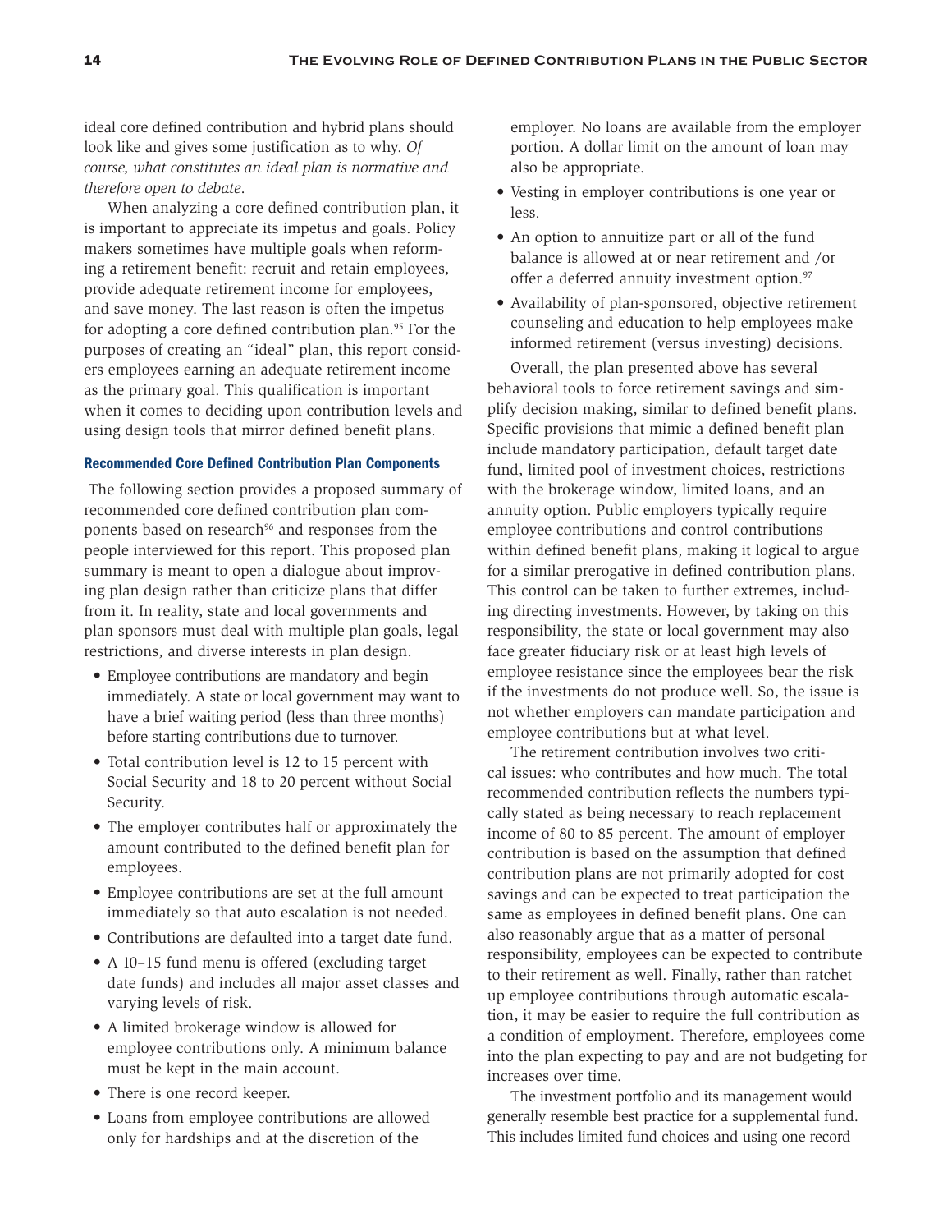ideal core defined contribution and hybrid plans should look like and gives some justification as to why. *Of course, what constitutes an ideal plan is normative and therefore open to debate.*

When analyzing a core defined contribution plan, it is important to appreciate its impetus and goals. Policy makers sometimes have multiple goals when reforming a retirement benefit: recruit and retain employees, provide adequate retirement income for employees, and save money. The last reason is often the impetus for adopting a core defined contribution plan.[95] For the purposes of creating an "ideal" plan, this report considers employees earning an adequate retirement income as the primary goal. This qualification is important when it comes to deciding upon contribution levels and using design tools that mirror defined benefit plans.

#### Recommended Core Defined Contribution Plan Components

The following section provides a proposed summary of recommended core defined contribution plan components based on research[96] and responses from the people interviewed for this report. This proposed plan summary is meant to open a dialogue about improving plan design rather than criticize plans that differ from it. In reality, state and local governments and plan sponsors must deal with multiple plan goals, legal restrictions, and diverse interests in plan design.

- Employee contributions are mandatory and begin immediately. A state or local government may want to have a brief waiting period (less than three months) before starting contributions due to turnover.
- Total contribution level is 12 to 15 percent with Social Security and 18 to 20 percent without Social Security.
- The employer contributes half or approximately the amount contributed to the defined benefit plan for employees.
- Employee contributions are set at the full amount immediately so that auto escalation is not needed.
- Contributions are defaulted into a target date fund.
- A 10–15 fund menu is offered (excluding target date funds) and includes all major asset classes and varying levels of risk.
- A limited brokerage window is allowed for employee contributions only. A minimum balance must be kept in the main account.
- There is one record keeper.
- Loans from employee contributions are allowed only for hardships and at the discretion of the employer. No loans are available from the employer portion. A dollar limit on the amount of loan may also be appropriate.
- Vesting in employer contributions is one year or less.
- An option to annuitize part or all of the fund balance is allowed at or near retirement and /or offer a deferred annuity investment option.[97]
- Availability of plan-sponsored, objective retirement counseling and education to help employees make informed retirement (versus investing) decisions.

Overall, the plan presented above has several behavioral tools to force retirement savings and simplify decision making, similar to defined benefit plans. Specific provisions that mimic a defined benefit plan include mandatory participation, default target date fund, limited pool of investment choices, restrictions with the brokerage window, limited loans, and an annuity option. Public employers typically require employee contributions and control contributions within defined benefit plans, making it logical to argue for a similar prerogative in defined contribution plans. This control can be taken to further extremes, including directing investments. However, by taking on this responsibility, the state or local government may also face greater fiduciary risk or at least high levels of employee resistance since the employees bear the risk if the investments do not produce well. So, the issue is not whether employers can mandate participation and employee contributions but at what level.

The retirement contribution involves two critical issues: who contributes and how much. The total recommended contribution reflects the numbers typically stated as being necessary to reach replacement income of 80 to 85 percent. The amount of employer contribution is based on the assumption that defined contribution plans are not primarily adopted for cost savings and can be expected to treat participation the same as employees in defined benefit plans. One can also reasonably argue that as a matter of personal responsibility, employees can be expected to contribute to their retirement as well. Finally, rather than ratchet up employee contributions through automatic escalation, it may be easier to require the full contribution as a condition of employment. Therefore, employees come into the plan expecting to pay and are not budgeting for increases over time.

The investment portfolio and its management would generally resemble best practice for a supplemental fund. This includes limited fund choices and using one record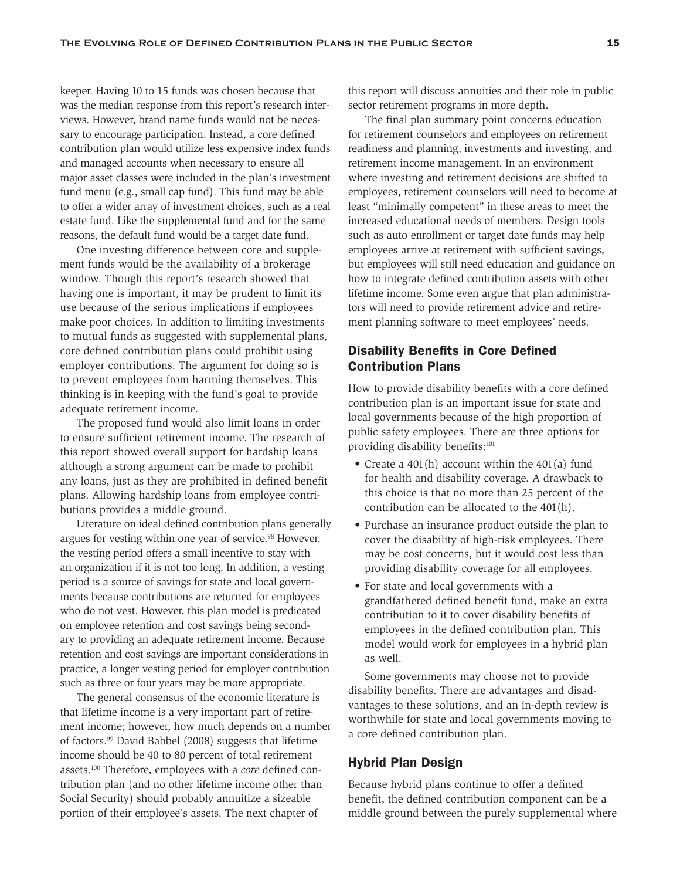keeper. Having 10 to 15 funds was chosen because that was the median response from this report's research interviews. However, brand name funds would not be necessary to encourage participation. Instead, a core defined contribution plan would utilize less expensive index funds and managed accounts when necessary to ensure all major asset classes were included in the plan's investment fund menu (e.g., small cap fund). This fund may be able to offer a wider array of investment choices, such as a real estate fund. Like the supplemental fund and for the same reasons, the default fund would be a target date fund.

One investing difference between core and supplement funds would be the availability of a brokerage window. Though this report's research showed that having one is important, it may be prudent to limit its use because of the serious implications if employees make poor choices. In addition to limiting investments to mutual funds as suggested with supplemental plans, core defined contribution plans could prohibit using employer contributions. The argument for doing so is to prevent employees from harming themselves. This thinking is in keeping with the fund's goal to provide adequate retirement income.

The proposed fund would also limit loans in order to ensure sufficient retirement income. The research of this report showed overall support for hardship loans although a strong argument can be made to prohibit any loans, just as they are prohibited in defined benefit plans. Allowing hardship loans from employee contributions provides a middle ground.

Literature on ideal defined contribution plans generally argues for vesting within one year of service.[98] However, the vesting period offers a small incentive to stay with an organization if it is not too long. In addition, a vesting period is a source of savings for state and local governments because contributions are returned for employees who do not vest. However, this plan model is predicated on employee retention and cost savings being secondary to providing an adequate retirement income. Because retention and cost savings are important considerations in practice, a longer vesting period for employer contribution such as three or four years may be more appropriate.

The general consensus of the economic literature is that lifetime income is a very important part of retirement income; however, how much depends on a number of factors.[99] David Babbel (2008) suggests that lifetime income should be 40 to 80 percent of total retirement assets.[100] Therefore, employees with a *core* defined contribution plan (and no other lifetime income other than Social Security) should probably annuitize a sizeable portion of their employee's assets. The next chapter of this report will discuss annuities and their role in public sector retirement programs in more depth.

The final plan summary point concerns education for retirement counselors and employees on retirement readiness and planning, investments and investing, and retirement income management. In an environment where investing and retirement decisions are shifted to employees, retirement counselors will need to become at least "minimally competent" in these areas to meet the increased educational needs of members. Design tools such as auto enrollment or target date funds may help employees arrive at retirement with sufficient savings, but employees will still need education and guidance on how to integrate defined contribution assets with other lifetime income. Some even argue that plan administrators will need to provide retirement advice and retirement planning software to meet employees' needs.

## Disability Benefits in Core Defined Contribution Plans

How to provide disability benefits with a core defined contribution plan is an important issue for state and local governments because of the high proportion of public safety employees. There are three options for providing disability benefits:[101]

- Create a 401(h) account within the 401(a) fund for health and disability coverage. A drawback to this choice is that no more than 25 percent of the contribution can be allocated to the 401(h).
- Purchase an insurance product outside the plan to cover the disability of high-risk employees. There may be cost concerns, but it would cost less than providing disability coverage for all employees.
- For state and local governments with a grandfathered defined benefit fund, make an extra contribution to it to cover disability benefits of employees in the defined contribution plan. This model would work for employees in a hybrid plan as well.

Some governments may choose not to provide disability benefits. There are advantages and disadvantages to these solutions, and an in-depth review is worthwhile for state and local governments moving to a core defined contribution plan.

## Hybrid Plan Design

Because hybrid plans continue to offer a defined benefit, the defined contribution component can be a middle ground between the purely supplemental where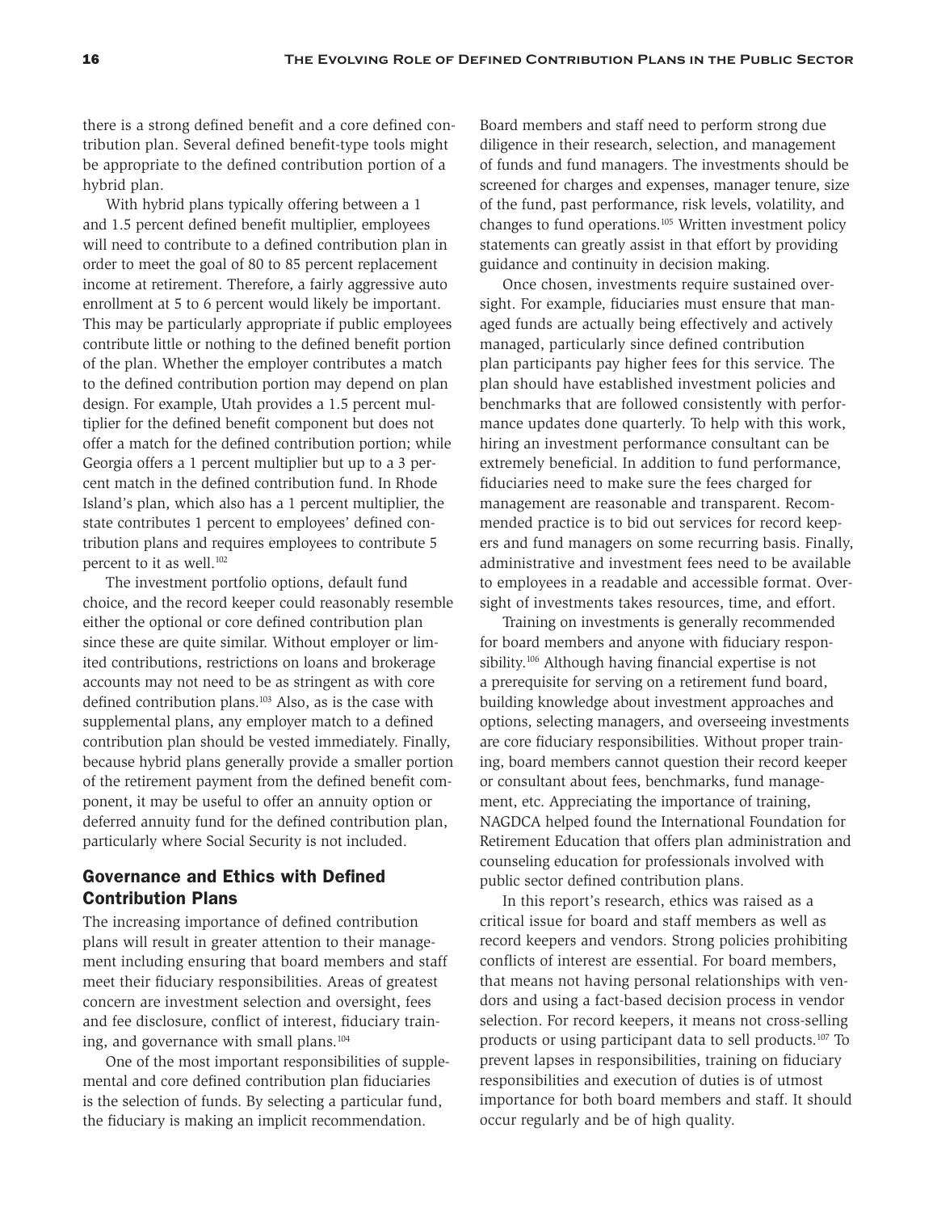there is a strong defined benefit and a core defined contribution plan. Several defined benefit-type tools might be appropriate to the defined contribution portion of a hybrid plan.

With hybrid plans typically offering between a 1 and 1.5 percent defined benefit multiplier, employees will need to contribute to a defined contribution plan in order to meet the goal of 80 to 85 percent replacement income at retirement. Therefore, a fairly aggressive auto enrollment at 5 to 6 percent would likely be important. This may be particularly appropriate if public employees contribute little or nothing to the defined benefit portion of the plan. Whether the employer contributes a match to the defined contribution portion may depend on plan design. For example, Utah provides a 1.5 percent multiplier for the defined benefit component but does not offer a match for the defined contribution portion; while Georgia offers a 1 percent multiplier but up to a 3 percent match in the defined contribution fund. In Rhode Island's plan, which also has a 1 percent multiplier, the state contributes 1 percent to employees' defined contribution plans and requires employees to contribute 5 percent to it as well.[102]

The investment portfolio options, default fund choice, and the record keeper could reasonably resemble either the optional or core defined contribution plan since these are quite similar. Without employer or limited contributions, restrictions on loans and brokerage accounts may not need to be as stringent as with core defined contribution plans.[103] Also, as is the case with supplemental plans, any employer match to a defined contribution plan should be vested immediately. Finally, because hybrid plans generally provide a smaller portion of the retirement payment from the defined benefit component, it may be useful to offer an annuity option or deferred annuity fund for the defined contribution plan, particularly where Social Security is not included.

## Governance and Ethics with Defined Contribution Plans

The increasing importance of defined contribution plans will result in greater attention to their management including ensuring that board members and staff meet their fiduciary responsibilities. Areas of greatest concern are investment selection and oversight, fees and fee disclosure, conflict of interest, fiduciary training, and governance with small plans.[104]

One of the most important responsibilities of supplemental and core defined contribution plan fiduciaries is the selection of funds. By selecting a particular fund, the fiduciary is making an implicit recommendation. Board members and staff need to perform strong due diligence in their research, selection, and management of funds and fund managers. The investments should be screened for charges and expenses, manager tenure, size of the fund, past performance, risk levels, volatility, and changes to fund operations.[105] Written investment policy statements can greatly assist in that effort by providing guidance and continuity in decision making.

Once chosen, investments require sustained oversight. For example, fiduciaries must ensure that managed funds are actually being effectively and actively managed, particularly since defined contribution plan participants pay higher fees for this service. The plan should have established investment policies and benchmarks that are followed consistently with performance updates done quarterly. To help with this work, hiring an investment performance consultant can be extremely beneficial. In addition to fund performance, fiduciaries need to make sure the fees charged for management are reasonable and transparent. Recommended practice is to bid out services for record keepers and fund managers on some recurring basis. Finally, administrative and investment fees need to be available to employees in a readable and accessible format. Oversight of investments takes resources, time, and effort.

Training on investments is generally recommended for board members and anyone with fiduciary responsibility.[106] Although having financial expertise is not a prerequisite for serving on a retirement fund board, building knowledge about investment approaches and options, selecting managers, and overseeing investments are core fiduciary responsibilities. Without proper training, board members cannot question their record keeper or consultant about fees, benchmarks, fund management, etc. Appreciating the importance of training, NAGDCA helped found the International Foundation for Retirement Education that offers plan administration and counseling education for professionals involved with public sector defined contribution plans.

In this report's research, ethics was raised as a critical issue for board and staff members as well as record keepers and vendors. Strong policies prohibiting conflicts of interest are essential. For board members, that means not having personal relationships with vendors and using a fact-based decision process in vendor selection. For record keepers, it means not cross-selling products or using participant data to sell products.[107] To prevent lapses in responsibilities, training on fiduciary responsibilities and execution of duties is of utmost importance for both board members and staff. It should occur regularly and be of high quality.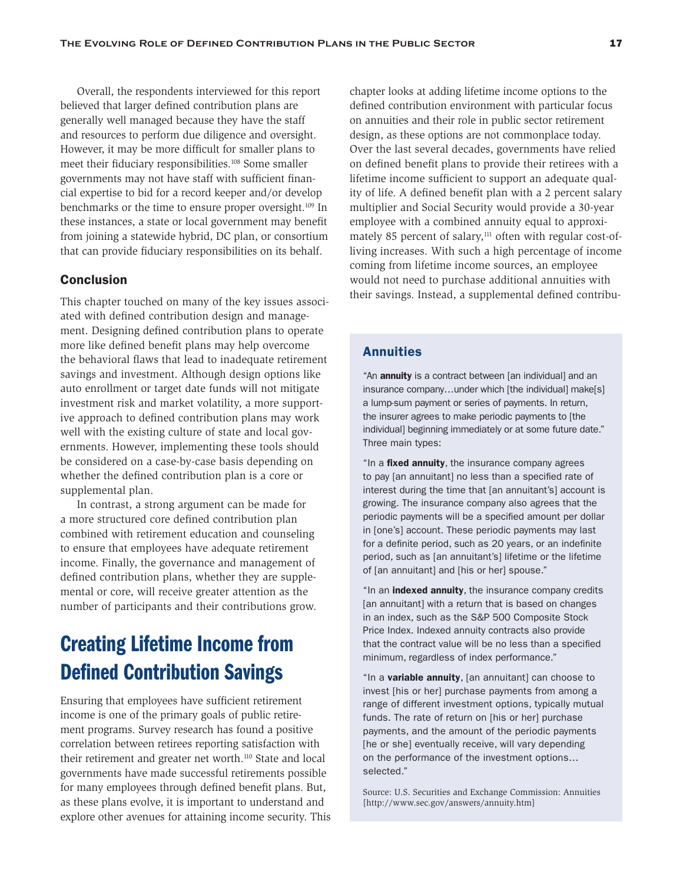Overall, the respondents interviewed for this report believed that larger defined contribution plans are generally well managed because they have the staff and resources to perform due diligence and oversight. However, it may be more difficult for smaller plans to meet their fiduciary responsibilities.[108] Some smaller governments may not have staff with sufficient financial expertise to bid for a record keeper and/or develop benchmarks or the time to ensure proper oversight.[109] In these instances, a state or local government may benefit from joining a statewide hybrid, DC plan, or consortium that can provide fiduciary responsibilities on its behalf.

### Conclusion

This chapter touched on many of the key issues associated with defined contribution design and management. Designing defined contribution plans to operate more like defined benefit plans may help overcome the behavioral flaws that lead to inadequate retirement savings and investment. Although design options like auto enrollment or target date funds will not mitigate investment risk and market volatility, a more supportive approach to defined contribution plans may work well with the existing culture of state and local governments. However, implementing these tools should be considered on a case-by-case basis depending on whether the defined contribution plan is a core or supplemental plan.

In contrast, a strong argument can be made for a more structured core defined contribution plan combined with retirement education and counseling to ensure that employees have adequate retirement income. Finally, the governance and management of defined contribution plans, whether they are supplemental or core, will receive greater attention as the number of participants and their contributions grow.

## Creating Lifetime Income from Defined Contribution Savings

Ensuring that employees have sufficient retirement income is one of the primary goals of public retirement programs. Survey research has found a positive correlation between retirees reporting satisfaction with their retirement and greater net worth.[110] State and local governments have made successful retirements possible for many employees through defined benefit plans. But, as these plans evolve, it is important to understand and explore other avenues for attaining income security. This chapter looks at adding lifetime income options to the defined contribution environment with particular focus on annuities and their role in public sector retirement design, as these options are not commonplace today. Over the last several decades, governments have relied on defined benefit plans to provide their retirees with a lifetime income sufficient to support an adequate quality of life. A defined benefit plan with a 2 percent salary multiplier and Social Security would provide a 30-year employee with a combined annuity equal to approximately 85 percent of salary,[111] often with regular cost-of-living increases. With such a high percentage of income coming from lifetime income sources, an employee would not need to purchase additional annuities with their savings. Instead, a supplemental defined contribu-

### Annuities

"An **annuity** is a contract between [an individual] and an insurance company…under which [the individual] make[s] a lump-sum payment or series of payments. In return, the insurer agrees to make periodic payments to [the individual] beginning immediately or at some future date." Three main types:

"In a **fixed annuity**, the insurance company agrees to pay [an annuitant] no less than a specified rate of interest during the time that [an annuitant's] account is growing. The insurance company also agrees that the periodic payments will be a specified amount per dollar in [one's] account. These periodic payments may last for a definite period, such as 20 years, or an indefinite period, such as [an annuitant's] lifetime or the lifetime of [an annuitant] and [his or her] spouse."

"In an **indexed annuity**, the insurance company credits [an annuitant] with a return that is based on changes in an index, such as the S&P 500 Composite Stock Price Index. Indexed annuity contracts also provide that the contract value will be no less than a specified minimum, regardless of index performance."

"In a **variable annuity**, [an annuitant] can choose to invest [his or her] purchase payments from among a range of different investment options, typically mutual funds. The rate of return on [his or her] purchase payments, and the amount of the periodic payments [he or she] eventually receive, will vary depending on the performance of the investment options… selected."

Source: U.S. Securities and Exchange Commission: Annuities [http://www.sec.gov/answers/annuity.htm]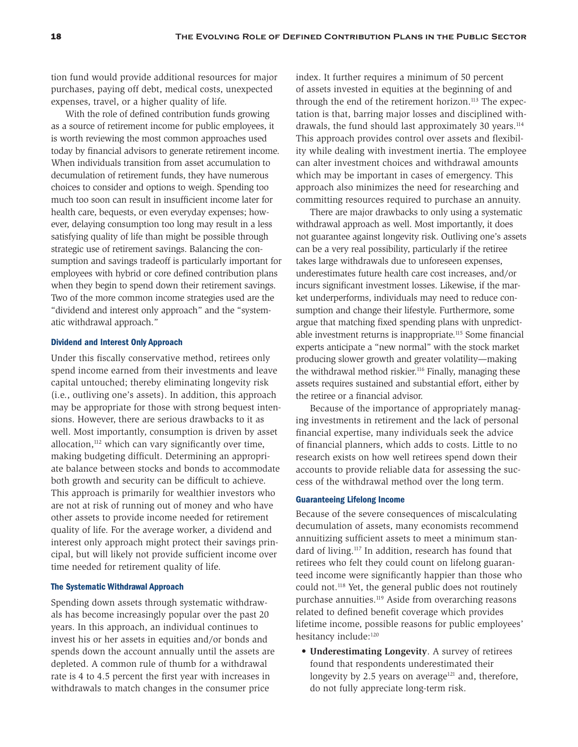tion fund would provide additional resources for major purchases, paying off debt, medical costs, unexpected expenses, travel, or a higher quality of life.

With the role of defined contribution funds growing as a source of retirement income for public employees, it is worth reviewing the most common approaches used today by financial advisors to generate retirement income. When individuals transition from asset accumulation to decumulation of retirement funds, they have numerous choices to consider and options to weigh. Spending too much too soon can result in insufficient income later for health care, bequests, or even everyday expenses; however, delaying consumption too long may result in a less satisfying quality of life than might be possible through strategic use of retirement savings. Balancing the consumption and savings tradeoff is particularly important for employees with hybrid or core defined contribution plans when they begin to spend down their retirement savings. Two of the more common income strategies used are the "dividend and interest only approach" and the "systematic withdrawal approach."

### Dividend and Interest Only Approach

Under this fiscally conservative method, retirees only spend income earned from their investments and leave capital untouched; thereby eliminating longevity risk (i.e., outliving one's assets). In addition, this approach may be appropriate for those with strong bequest intensions. However, there are serious drawbacks to it as well. Most importantly, consumption is driven by asset allocation,[112] which can vary significantly over time, making budgeting difficult. Determining an appropriate balance between stocks and bonds to accommodate both growth and security can be difficult to achieve. This approach is primarily for wealthier investors who are not at risk of running out of money and who have other assets to provide income needed for retirement quality of life. For the average worker, a dividend and interest only approach might protect their savings principal, but will likely not provide sufficient income over time needed for retirement quality of life.

### The Systematic Withdrawal Approach

Spending down assets through systematic withdrawals has become increasingly popular over the past 20 years. In this approach, an individual continues to invest his or her assets in equities and/or bonds and spends down the account annually until the assets are depleted. A common rule of thumb for a withdrawal rate is 4 to 4.5 percent the first year with increases in withdrawals to match changes in the consumer price index. It further requires a minimum of 50 percent of assets invested in equities at the beginning of and through the end of the retirement horizon.[113] The expectation is that, barring major losses and disciplined withdrawals, the fund should last approximately 30 years.[114] This approach provides control over assets and flexibility while dealing with investment inertia. The employee can alter investment choices and withdrawal amounts which may be important in cases of emergency. This approach also minimizes the need for researching and committing resources required to purchase an annuity.

There are major drawbacks to only using a systematic withdrawal approach as well. Most importantly, it does not guarantee against longevity risk. Outliving one's assets can be a very real possibility, particularly if the retiree takes large withdrawals due to unforeseen expenses, underestimates future health care cost increases, and/or incurs significant investment losses. Likewise, if the market underperforms, individuals may need to reduce consumption and change their lifestyle. Furthermore, some argue that matching fixed spending plans with unpredictable investment returns is inappropriate.[115] Some financial experts anticipate a "new normal" with the stock market producing slower growth and greater volatility—making the withdrawal method riskier.[116] Finally, managing these assets requires sustained and substantial effort, either by the retiree or a financial advisor.

Because of the importance of appropriately managing investments in retirement and the lack of personal financial expertise, many individuals seek the advice of financial planners, which adds to costs. Little to no research exists on how well retirees spend down their accounts to provide reliable data for assessing the success of the withdrawal method over the long term.

### Guaranteeing Lifelong Income

Because of the severe consequences of miscalculating decumulation of assets, many economists recommend annuitizing sufficient assets to meet a minimum standard of living.[117] In addition, research has found that retirees who felt they could count on lifelong guaranteed income were significantly happier than those who could not.[118] Yet, the general public does not routinely purchase annuities.[119] Aside from overarching reasons related to defined benefit coverage which provides lifetime income, possible reasons for public employees' hesitancy include:[120]

- **Underestimating Longevity**. A survey of retirees found that respondents underestimated their longevity by 2.5 years on average[121] and, therefore, do not fully appreciate long-term risk.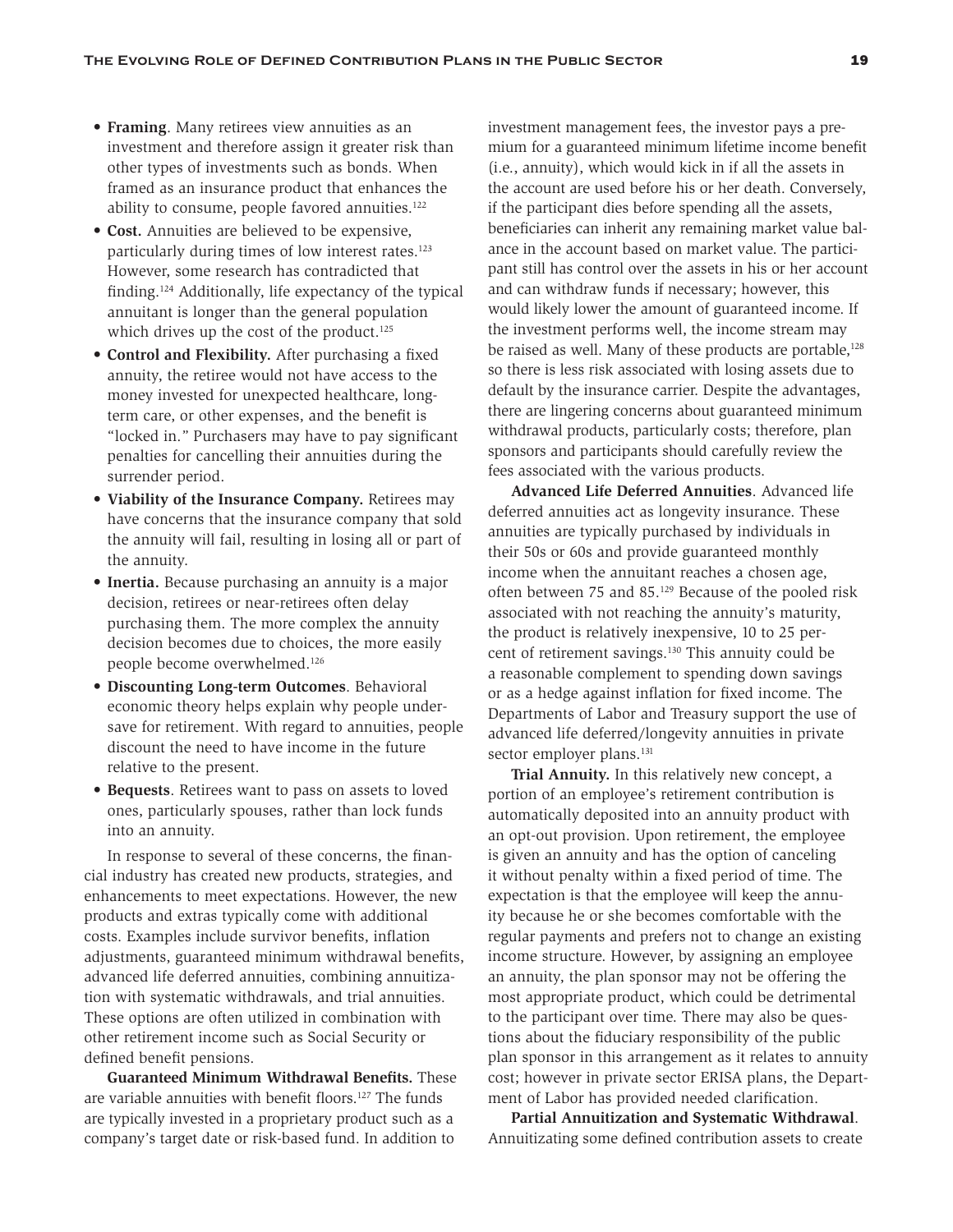- **Framing**. Many retirees view annuities as an investment and therefore assign it greater risk than other types of investments such as bonds. When framed as an insurance product that enhances the ability to consume, people favored annuities.[122]
- **Cost.** Annuities are believed to be expensive, particularly during times of low interest rates.[123] However, some research has contradicted that finding.[124] Additionally, life expectancy of the typical annuitant is longer than the general population which drives up the cost of the product.[125]
- **Control and Flexibility.** After purchasing a fixed annuity, the retiree would not have access to the money invested for unexpected healthcare, long-term care, or other expenses, and the benefit is "locked in." Purchasers may have to pay significant penalties for cancelling their annuities during the surrender period.
- **Viability of the Insurance Company.** Retirees may have concerns that the insurance company that sold the annuity will fail, resulting in losing all or part of the annuity.
- **Inertia.** Because purchasing an annuity is a major decision, retirees or near-retirees often delay purchasing them. The more complex the annuity decision becomes due to choices, the more easily people become overwhelmed.[126]
- **Discounting Long-term Outcomes**. Behavioral economic theory helps explain why people undersave for retirement. With regard to annuities, people discount the need to have income in the future relative to the present.
- **Bequests**. Retirees want to pass on assets to loved ones, particularly spouses, rather than lock funds into an annuity.

In response to several of these concerns, the financial industry has created new products, strategies, and enhancements to meet expectations. However, the new products and extras typically come with additional costs. Examples include survivor benefits, inflation adjustments, guaranteed minimum withdrawal benefits, advanced life deferred annuities, combining annuitization with systematic withdrawals, and trial annuities. These options are often utilized in combination with other retirement income such as Social Security or defined benefit pensions.

**Guaranteed Minimum Withdrawal Benefits.** These are variable annuities with benefit floors.[127] The funds are typically invested in a proprietary product such as a company's target date or risk-based fund. In addition to investment management fees, the investor pays a premium for a guaranteed minimum lifetime income benefit (i.e., annuity), which would kick in if all the assets in the account are used before his or her death. Conversely, if the participant dies before spending all the assets, beneficiaries can inherit any remaining market value balance in the account based on market value. The participant still has control over the assets in his or her account and can withdraw funds if necessary; however, this would likely lower the amount of guaranteed income. If the investment performs well, the income stream may be raised as well. Many of these products are portable,[128] so there is less risk associated with losing assets due to default by the insurance carrier. Despite the advantages, there are lingering concerns about guaranteed minimum withdrawal products, particularly costs; therefore, plan sponsors and participants should carefully review the fees associated with the various products.

**Advanced Life Deferred Annuities**. Advanced life deferred annuities act as longevity insurance. These annuities are typically purchased by individuals in their 50s or 60s and provide guaranteed monthly income when the annuitant reaches a chosen age, often between 75 and 85.[129] Because of the pooled risk associated with not reaching the annuity's maturity, the product is relatively inexpensive, 10 to 25 percent of retirement savings.[130] This annuity could be a reasonable complement to spending down savings or as a hedge against inflation for fixed income. The Departments of Labor and Treasury support the use of advanced life deferred/longevity annuities in private sector employer plans.[131]

**Trial Annuity.** In this relatively new concept, a portion of an employee's retirement contribution is automatically deposited into an annuity product with an opt-out provision. Upon retirement, the employee is given an annuity and has the option of canceling it without penalty within a fixed period of time. The expectation is that the employee will keep the annuity because he or she becomes comfortable with the regular payments and prefers not to change an existing income structure. However, by assigning an employee an annuity, the plan sponsor may not be offering the most appropriate product, which could be detrimental to the participant over time. There may also be questions about the fiduciary responsibility of the public plan sponsor in this arrangement as it relates to annuity cost; however in private sector ERISA plans, the Department of Labor has provided needed clarification.

**Partial Annuitization and Systematic Withdrawal**. Annuitizating some defined contribution assets to create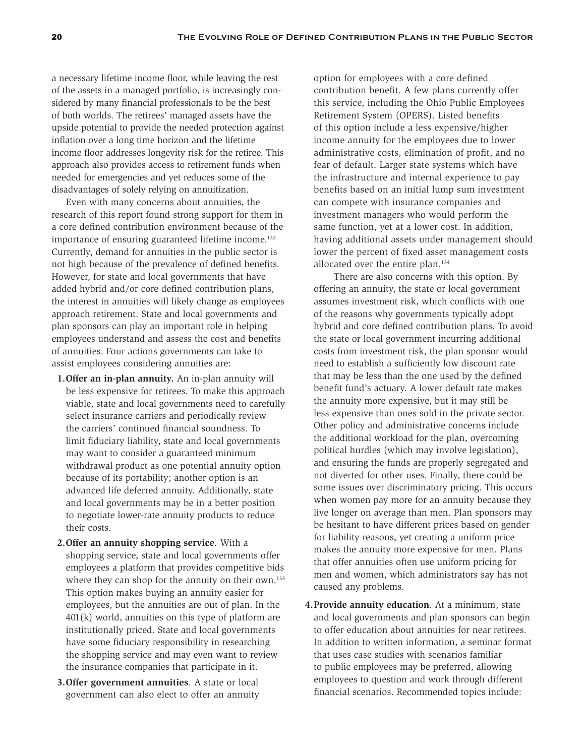a necessary lifetime income floor, while leaving the rest of the assets in a managed portfolio, is increasingly considered by many financial professionals to be the best of both worlds. The retirees' managed assets have the upside potential to provide the needed protection against inflation over a long time horizon and the lifetime income floor addresses longevity risk for the retiree. This approach also provides access to retirement funds when needed for emergencies and yet reduces some of the disadvantages of solely relying on annuitization.

Even with many concerns about annuities, the research of this report found strong support for them in a core defined contribution environment because of the importance of ensuring guaranteed lifetime income.[132] Currently, demand for annuities in the public sector is not high because of the prevalence of defined benefits. However, for state and local governments that have added hybrid and/or core defined contribution plans, the interest in annuities will likely change as employees approach retirement. State and local governments and plan sponsors can play an important role in helping employees understand and assess the cost and benefits of annuities. Four actions governments can take to assist employees considering annuities are:

1. **Offer an in-plan annuity.** An in-plan annuity will be less expensive for retirees. To make this approach viable, state and local governments need to carefully select insurance carriers and periodically review the carriers' continued financial soundness. To limit fiduciary liability, state and local governments may want to consider a guaranteed minimum withdrawal product as one potential annuity option because of its portability; another option is an advanced life deferred annuity. Additionally, state and local governments may be in a better position to negotiate lower-rate annuity products to reduce their costs.

2. **Offer an annuity shopping service**. With a shopping service, state and local governments offer employees a platform that provides competitive bids where they can shop for the annuity on their own.[133] This option makes buying an annuity easier for employees, but the annuities are out of plan. In the 401(k) world, annuities on this type of platform are institutionally priced. State and local governments have some fiduciary responsibility in researching the shopping service and may even want to review the insurance companies that participate in it.

3. **Offer government annuities**. A state or local government can also elect to offer an annuity option for employees with a core defined contribution benefit. A few plans currently offer this service, including the Ohio Public Employees Retirement System (OPERS). Listed benefits of this option include a less expensive/higher income annuity for the employees due to lower administrative costs, elimination of profit, and no fear of default. Larger state systems which have the infrastructure and internal experience to pay benefits based on an initial lump sum investment can compete with insurance companies and investment managers who would perform the same function, yet at a lower cost. In addition, having additional assets under management should lower the percent of fixed asset management costs allocated over the entire plan.[134]

   There are also concerns with this option. By offering an annuity, the state or local government assumes investment risk, which conflicts with one of the reasons why governments typically adopt hybrid and core defined contribution plans. To avoid the state or local government incurring additional costs from investment risk, the plan sponsor would need to establish a sufficiently low discount rate that may be less than the one used by the defined benefit fund's actuary. A lower default rate makes the annuity more expensive, but it may still be less expensive than ones sold in the private sector. Other policy and administrative concerns include the additional workload for the plan, overcoming political hurdles (which may involve legislation), and ensuring the funds are properly segregated and not diverted for other uses. Finally, there could be some issues over discriminatory pricing. This occurs when women pay more for an annuity because they live longer on average than men. Plan sponsors may be hesitant to have different prices based on gender for liability reasons, yet creating a uniform price makes the annuity more expensive for men. Plans that offer annuities often use uniform pricing for men and women, which administrators say has not caused any problems.

4. **Provide annuity education**. At a minimum, state and local governments and plan sponsors can begin to offer education about annuities for near retirees. In addition to written information, a seminar format that uses case studies with scenarios familiar to public employees may be preferred, allowing employees to question and work through different financial scenarios. Recommended topics include: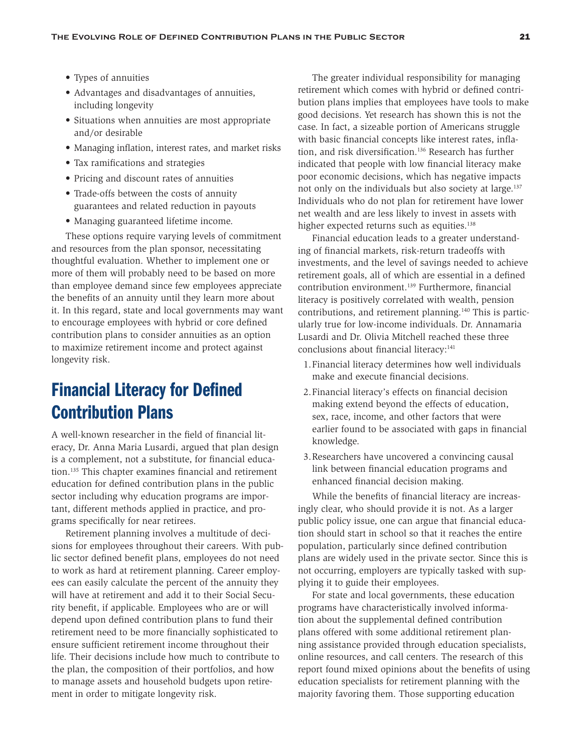- Types of annuities
- Advantages and disadvantages of annuities, including longevity
- Situations when annuities are most appropriate and/or desirable
- Managing inflation, interest rates, and market risks
- Tax ramifications and strategies
- Pricing and discount rates of annuities
- Trade-offs between the costs of annuity guarantees and related reduction in payouts
- Managing guaranteed lifetime income.

These options require varying levels of commitment and resources from the plan sponsor, necessitating thoughtful evaluation. Whether to implement one or more of them will probably need to be based on more than employee demand since few employees appreciate the benefits of an annuity until they learn more about it. In this regard, state and local governments may want to encourage employees with hybrid or core defined contribution plans to consider annuities as an option to maximize retirement income and protect against longevity risk.

## Financial Literacy for Defined Contribution Plans

A well-known researcher in the field of financial literacy, Dr. Anna Maria Lusardi, argued that plan design is a complement, not a substitute, for financial education.[135] This chapter examines financial and retirement education for defined contribution plans in the public sector including why education programs are important, different methods applied in practice, and programs specifically for near retirees.

Retirement planning involves a multitude of decisions for employees throughout their careers. With public sector defined benefit plans, employees do not need to work as hard at retirement planning. Career employees can easily calculate the percent of the annuity they will have at retirement and add it to their Social Security benefit, if applicable. Employees who are or will depend upon defined contribution plans to fund their retirement need to be more financially sophisticated to ensure sufficient retirement income throughout their life. Their decisions include how much to contribute to the plan, the composition of their portfolios, and how to manage assets and household budgets upon retirement in order to mitigate longevity risk.

The greater individual responsibility for managing retirement which comes with hybrid or defined contribution plans implies that employees have tools to make good decisions. Yet research has shown this is not the case. In fact, a sizeable portion of Americans struggle with basic financial concepts like interest rates, inflation, and risk diversification.[136] Research has further indicated that people with low financial literacy make poor economic decisions, which has negative impacts not only on the individuals but also society at large.[137] Individuals who do not plan for retirement have lower net wealth and are less likely to invest in assets with higher expected returns such as equities.[138]

Financial education leads to a greater understanding of financial markets, risk-return tradeoffs with investments, and the level of savings needed to achieve retirement goals, all of which are essential in a defined contribution environment.[139] Furthermore, financial literacy is positively correlated with wealth, pension contributions, and retirement planning.[140] This is particularly true for low-income individuals. Dr. Annamaria Lusardi and Dr. Olivia Mitchell reached these three conclusions about financial literacy:[141]

1. Financial literacy determines how well individuals make and execute financial decisions.
2. Financial literacy's effects on financial decision making extend beyond the effects of education, sex, race, income, and other factors that were earlier found to be associated with gaps in financial knowledge.
3. Researchers have uncovered a convincing causal link between financial education programs and enhanced financial decision making.

While the benefits of financial literacy are increasingly clear, who should provide it is not. As a larger public policy issue, one can argue that financial education should start in school so that it reaches the entire population, particularly since defined contribution plans are widely used in the private sector. Since this is not occurring, employers are typically tasked with supplying it to guide their employees.

For state and local governments, these education programs have characteristically involved information about the supplemental defined contribution plans offered with some additional retirement planning assistance provided through education specialists, online resources, and call centers. The research of this report found mixed opinions about the benefits of using education specialists for retirement planning with the majority favoring them. Those supporting education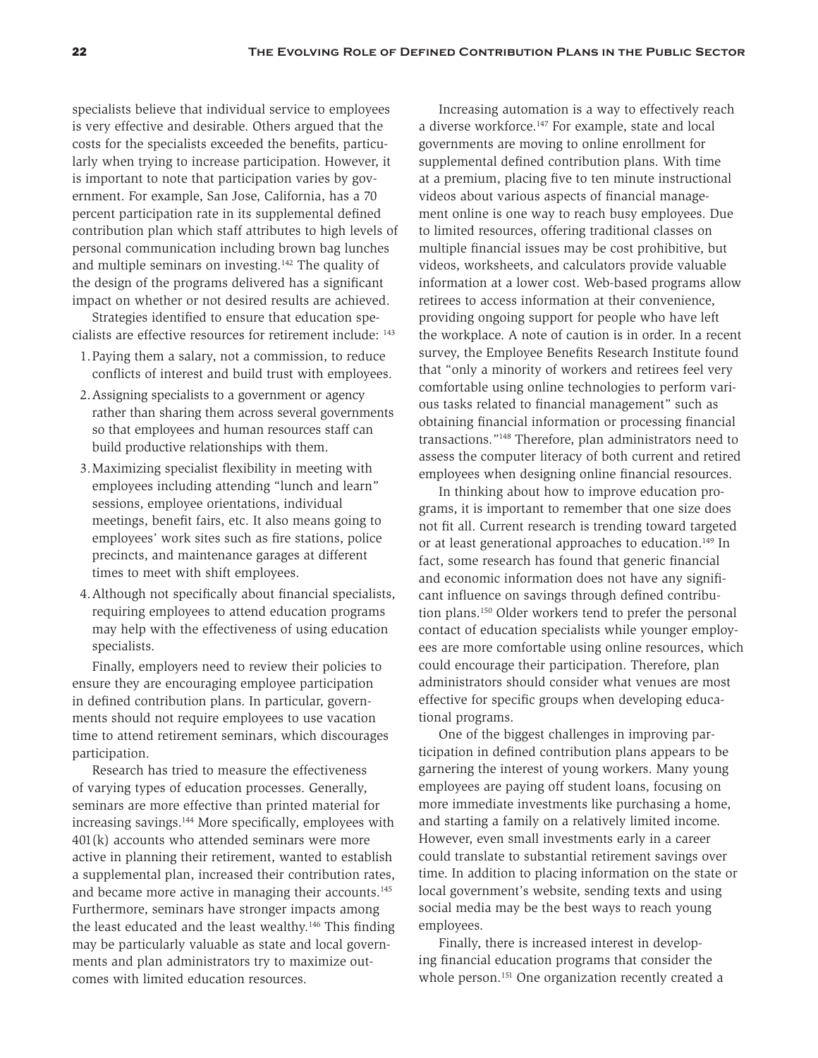specialists believe that individual service to employees is very effective and desirable. Others argued that the costs for the specialists exceeded the benefits, particularly when trying to increase participation. However, it is important to note that participation varies by government. For example, San Jose, California, has a 70 percent participation rate in its supplemental defined contribution plan which staff attributes to high levels of personal communication including brown bag lunches and multiple seminars on investing.[142] The quality of the design of the programs delivered has a significant impact on whether or not desired results are achieved.

Strategies identified to ensure that education specialists are effective resources for retirement include: [143]

1. Paying them a salary, not a commission, to reduce conflicts of interest and build trust with employees.
2. Assigning specialists to a government or agency rather than sharing them across several governments so that employees and human resources staff can build productive relationships with them.
3. Maximizing specialist flexibility in meeting with employees including attending "lunch and learn" sessions, employee orientations, individual meetings, benefit fairs, etc. It also means going to employees' work sites such as fire stations, police precincts, and maintenance garages at different times to meet with shift employees.
4. Although not specifically about financial specialists, requiring employees to attend education programs may help with the effectiveness of using education specialists.

Finally, employers need to review their policies to ensure they are encouraging employee participation in defined contribution plans. In particular, governments should not require employees to use vacation time to attend retirement seminars, which discourages participation.

Research has tried to measure the effectiveness of varying types of education processes. Generally, seminars are more effective than printed material for increasing savings.[144] More specifically, employees with 401(k) accounts who attended seminars were more active in planning their retirement, wanted to establish a supplemental plan, increased their contribution rates, and became more active in managing their accounts.[145] Furthermore, seminars have stronger impacts among the least educated and the least wealthy.[146] This finding may be particularly valuable as state and local governments and plan administrators try to maximize outcomes with limited education resources.

Increasing automation is a way to effectively reach a diverse workforce.[147] For example, state and local governments are moving to online enrollment for supplemental defined contribution plans. With time at a premium, placing five to ten minute instructional videos about various aspects of financial management online is one way to reach busy employees. Due to limited resources, offering traditional classes on multiple financial issues may be cost prohibitive, but videos, worksheets, and calculators provide valuable information at a lower cost. Web-based programs allow retirees to access information at their convenience, providing ongoing support for people who have left the workplace. A note of caution is in order. In a recent survey, the Employee Benefits Research Institute found that "only a minority of workers and retirees feel very comfortable using online technologies to perform various tasks related to financial management" such as obtaining financial information or processing financial transactions."[148] Therefore, plan administrators need to assess the computer literacy of both current and retired employees when designing online financial resources.

In thinking about how to improve education programs, it is important to remember that one size does not fit all. Current research is trending toward targeted or at least generational approaches to education.[149] In fact, some research has found that generic financial and economic information does not have any significant influence on savings through defined contribution plans.[150] Older workers tend to prefer the personal contact of education specialists while younger employees are more comfortable using online resources, which could encourage their participation. Therefore, plan administrators should consider what venues are most effective for specific groups when developing educational programs.

One of the biggest challenges in improving participation in defined contribution plans appears to be garnering the interest of young workers. Many young employees are paying off student loans, focusing on more immediate investments like purchasing a home, and starting a family on a relatively limited income. However, even small investments early in a career could translate to substantial retirement savings over time. In addition to placing information on the state or local government's website, sending texts and using social media may be the best ways to reach young employees.

Finally, there is increased interest in developing financial education programs that consider the whole person.[151] One organization recently created a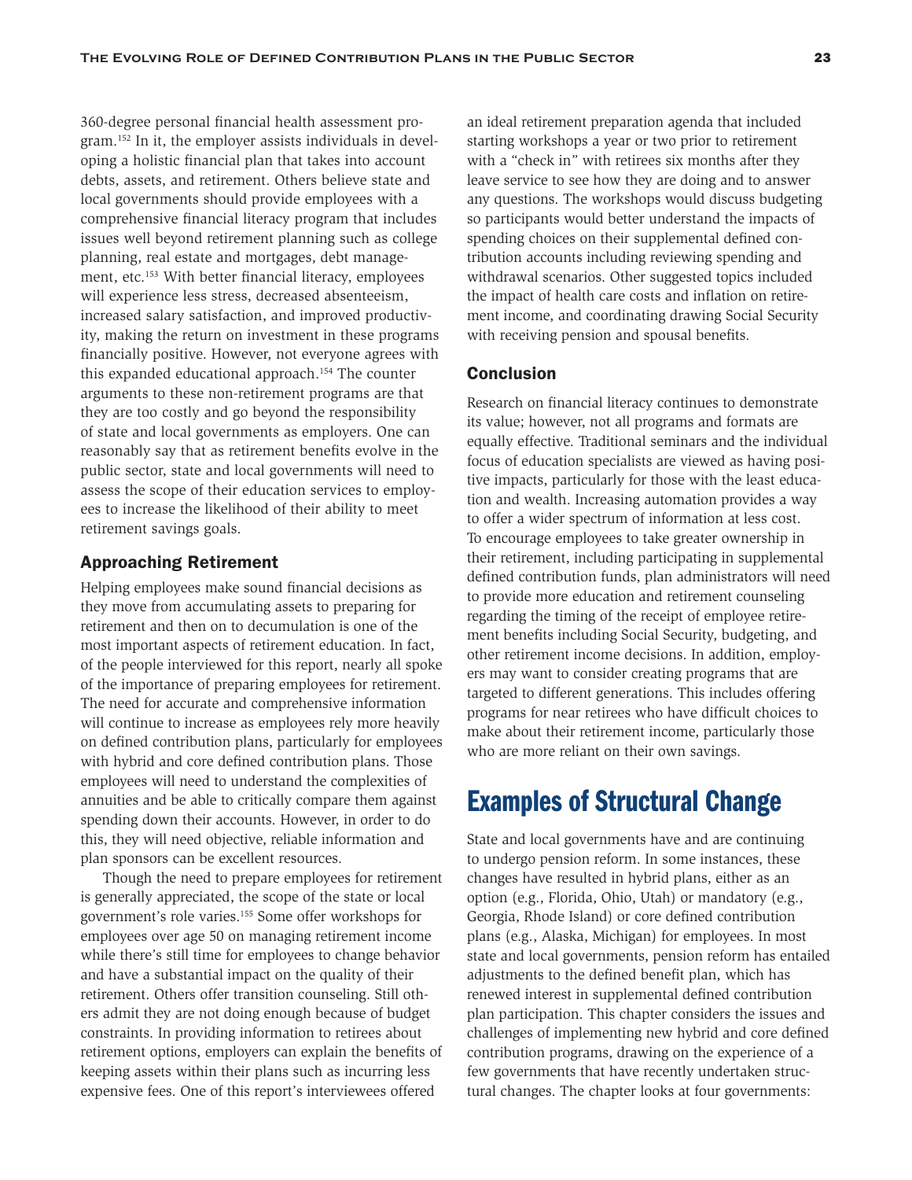360-degree personal financial health assessment program.[152] In it, the employer assists individuals in developing a holistic financial plan that takes into account debts, assets, and retirement. Others believe state and local governments should provide employees with a comprehensive financial literacy program that includes issues well beyond retirement planning such as college planning, real estate and mortgages, debt management, etc.[153] With better financial literacy, employees will experience less stress, decreased absenteeism, increased salary satisfaction, and improved productivity, making the return on investment in these programs financially positive. However, not everyone agrees with this expanded educational approach.[154] The counter arguments to these non-retirement programs are that they are too costly and go beyond the responsibility of state and local governments as employers. One can reasonably say that as retirement benefits evolve in the public sector, state and local governments will need to assess the scope of their education services to employees to increase the likelihood of their ability to meet retirement savings goals.

### Approaching Retirement

Helping employees make sound financial decisions as they move from accumulating assets to preparing for retirement and then on to decumulation is one of the most important aspects of retirement education. In fact, of the people interviewed for this report, nearly all spoke of the importance of preparing employees for retirement. The need for accurate and comprehensive information will continue to increase as employees rely more heavily on defined contribution plans, particularly for employees with hybrid and core defined contribution plans. Those employees will need to understand the complexities of annuities and be able to critically compare them against spending down their accounts. However, in order to do this, they will need objective, reliable information and plan sponsors can be excellent resources.

Though the need to prepare employees for retirement is generally appreciated, the scope of the state or local government's role varies.[155] Some offer workshops for employees over age 50 on managing retirement income while there's still time for employees to change behavior and have a substantial impact on the quality of their retirement. Others offer transition counseling. Still others admit they are not doing enough because of budget constraints. In providing information to retirees about retirement options, employers can explain the benefits of keeping assets within their plans such as incurring less expensive fees. One of this report's interviewees offered an ideal retirement preparation agenda that included starting workshops a year or two prior to retirement with a "check in" with retirees six months after they leave service to see how they are doing and to answer any questions. The workshops would discuss budgeting so participants would better understand the impacts of spending choices on their supplemental defined contribution accounts including reviewing spending and withdrawal scenarios. Other suggested topics included the impact of health care costs and inflation on retirement income, and coordinating drawing Social Security with receiving pension and spousal benefits.

### Conclusion

Research on financial literacy continues to demonstrate its value; however, not all programs and formats are equally effective. Traditional seminars and the individual focus of education specialists are viewed as having positive impacts, particularly for those with the least education and wealth. Increasing automation provides a way to offer a wider spectrum of information at less cost. To encourage employees to take greater ownership in their retirement, including participating in supplemental defined contribution funds, plan administrators will need to provide more education and retirement counseling regarding the timing of the receipt of employee retirement benefits including Social Security, budgeting, and other retirement income decisions. In addition, employers may want to consider creating programs that are targeted to different generations. This includes offering programs for near retirees who have difficult choices to make about their retirement income, particularly those who are more reliant on their own savings.

## Examples of Structural Change

State and local governments have and are continuing to undergo pension reform. In some instances, these changes have resulted in hybrid plans, either as an option (e.g., Florida, Ohio, Utah) or mandatory (e.g., Georgia, Rhode Island) or core defined contribution plans (e.g., Alaska, Michigan) for employees. In most state and local governments, pension reform has entailed adjustments to the defined benefit plan, which has renewed interest in supplemental defined contribution plan participation. This chapter considers the issues and challenges of implementing new hybrid and core defined contribution programs, drawing on the experience of a few governments that have recently undertaken structural changes. The chapter looks at four governments: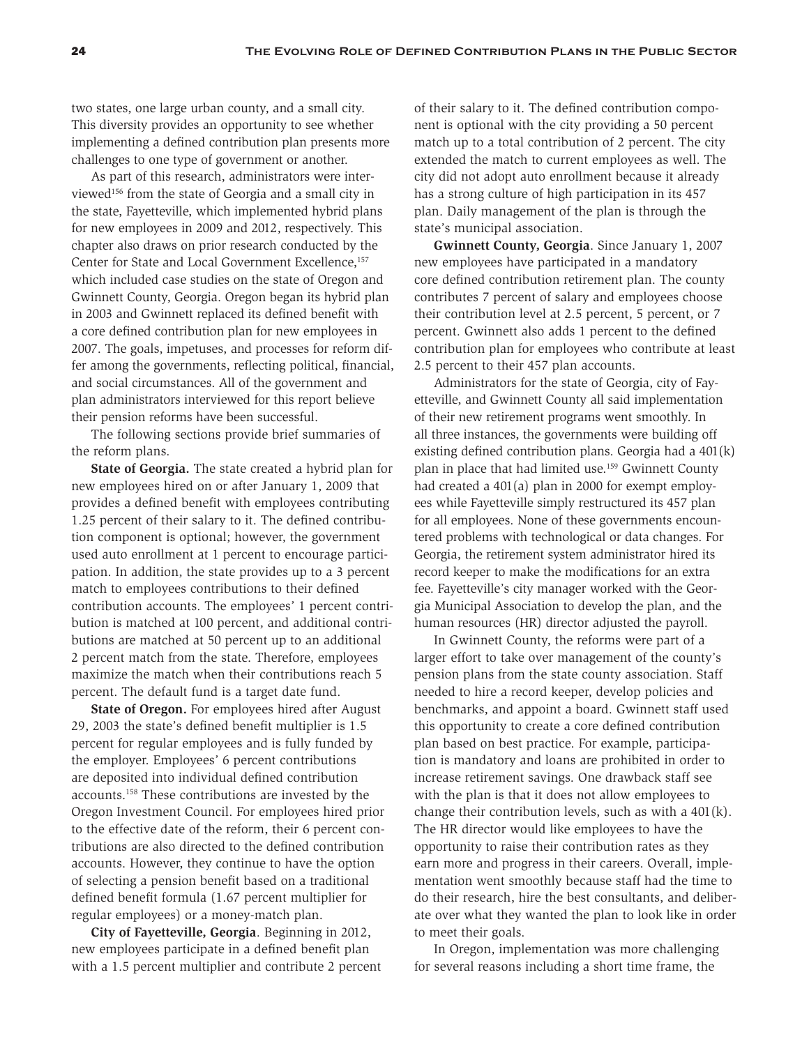two states, one large urban county, and a small city. This diversity provides an opportunity to see whether implementing a defined contribution plan presents more challenges to one type of government or another.

As part of this research, administrators were interviewed[156] from the state of Georgia and a small city in the state, Fayetteville, which implemented hybrid plans for new employees in 2009 and 2012, respectively. This chapter also draws on prior research conducted by the Center for State and Local Government Excellence,[157] which included case studies on the state of Oregon and Gwinnett County, Georgia. Oregon began its hybrid plan in 2003 and Gwinnett replaced its defined benefit with a core defined contribution plan for new employees in 2007. The goals, impetuses, and processes for reform differ among the governments, reflecting political, financial, and social circumstances. All of the government and plan administrators interviewed for this report believe their pension reforms have been successful.

The following sections provide brief summaries of the reform plans.

**State of Georgia.** The state created a hybrid plan for new employees hired on or after January 1, 2009 that provides a defined benefit with employees contributing 1.25 percent of their salary to it. The defined contribution component is optional; however, the government used auto enrollment at 1 percent to encourage participation. In addition, the state provides up to a 3 percent match to employees contributions to their defined contribution accounts. The employees' 1 percent contribution is matched at 100 percent, and additional contributions are matched at 50 percent up to an additional 2 percent match from the state. Therefore, employees maximize the match when their contributions reach 5 percent. The default fund is a target date fund.

**State of Oregon.** For employees hired after August 29, 2003 the state's defined benefit multiplier is 1.5 percent for regular employees and is fully funded by the employer. Employees' 6 percent contributions are deposited into individual defined contribution accounts.[158] These contributions are invested by the Oregon Investment Council. For employees hired prior to the effective date of the reform, their 6 percent contributions are also directed to the defined contribution accounts. However, they continue to have the option of selecting a pension benefit based on a traditional defined benefit formula (1.67 percent multiplier for regular employees) or a money-match plan.

**City of Fayetteville, Georgia**. Beginning in 2012, new employees participate in a defined benefit plan with a 1.5 percent multiplier and contribute 2 percent of their salary to it. The defined contribution component is optional with the city providing a 50 percent match up to a total contribution of 2 percent. The city extended the match to current employees as well. The city did not adopt auto enrollment because it already has a strong culture of high participation in its 457 plan. Daily management of the plan is through the state's municipal association.

**Gwinnett County, Georgia**. Since January 1, 2007 new employees have participated in a mandatory core defined contribution retirement plan. The county contributes 7 percent of salary and employees choose their contribution level at 2.5 percent, 5 percent, or 7 percent. Gwinnett also adds 1 percent to the defined contribution plan for employees who contribute at least 2.5 percent to their 457 plan accounts.

Administrators for the state of Georgia, city of Fayetteville, and Gwinnett County all said implementation of their new retirement programs went smoothly. In all three instances, the governments were building off existing defined contribution plans. Georgia had a 401(k) plan in place that had limited use.[159] Gwinnett County had created a 401(a) plan in 2000 for exempt employees while Fayetteville simply restructured its 457 plan for all employees. None of these governments encountered problems with technological or data changes. For Georgia, the retirement system administrator hired its record keeper to make the modifications for an extra fee. Fayetteville's city manager worked with the Georgia Municipal Association to develop the plan, and the human resources (HR) director adjusted the payroll.

In Gwinnett County, the reforms were part of a larger effort to take over management of the county's pension plans from the state county association. Staff needed to hire a record keeper, develop policies and benchmarks, and appoint a board. Gwinnett staff used this opportunity to create a core defined contribution plan based on best practice. For example, participation is mandatory and loans are prohibited in order to increase retirement savings. One drawback staff see with the plan is that it does not allow employees to change their contribution levels, such as with a 401(k). The HR director would like employees to have the opportunity to raise their contribution rates as they earn more and progress in their careers. Overall, implementation went smoothly because staff had the time to do their research, hire the best consultants, and deliberate over what they wanted the plan to look like in order to meet their goals.

In Oregon, implementation was more challenging for several reasons including a short time frame, the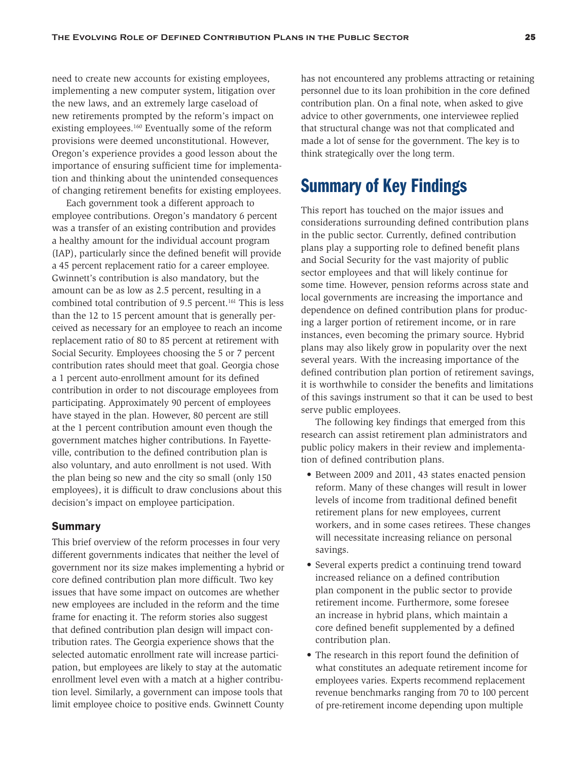need to create new accounts for existing employees, implementing a new computer system, litigation over the new laws, and an extremely large caseload of new retirements prompted by the reform's impact on existing employees.[160] Eventually some of the reform provisions were deemed unconstitutional. However, Oregon's experience provides a good lesson about the importance of ensuring sufficient time for implementation and thinking about the unintended consequences of changing retirement benefits for existing employees.

Each government took a different approach to employee contributions. Oregon's mandatory 6 percent was a transfer of an existing contribution and provides a healthy amount for the individual account program (IAP), particularly since the defined benefit will provide a 45 percent replacement ratio for a career employee. Gwinnett's contribution is also mandatory, but the amount can be as low as 2.5 percent, resulting in a combined total contribution of 9.5 percent.[161] This is less than the 12 to 15 percent amount that is generally perceived as necessary for an employee to reach an income replacement ratio of 80 to 85 percent at retirement with Social Security. Employees choosing the 5 or 7 percent contribution rates should meet that goal. Georgia chose a 1 percent auto-enrollment amount for its defined contribution in order to not discourage employees from participating. Approximately 90 percent of employees have stayed in the plan. However, 80 percent are still at the 1 percent contribution amount even though the government matches higher contributions. In Fayetteville, contribution to the defined contribution plan is also voluntary, and auto enrollment is not used. With the plan being so new and the city so small (only 150 employees), it is difficult to draw conclusions about this decision's impact on employee participation.

### Summary

This brief overview of the reform processes in four very different governments indicates that neither the level of government nor its size makes implementing a hybrid or core defined contribution plan more difficult. Two key issues that have some impact on outcomes are whether new employees are included in the reform and the time frame for enacting it. The reform stories also suggest that defined contribution plan design will impact contribution rates. The Georgia experience shows that the selected automatic enrollment rate will increase participation, but employees are likely to stay at the automatic enrollment level even with a match at a higher contribution level. Similarly, a government can impose tools that limit employee choice to positive ends. Gwinnett County has not encountered any problems attracting or retaining personnel due to its loan prohibition in the core defined contribution plan. On a final note, when asked to give advice to other governments, one interviewee replied that structural change was not that complicated and made a lot of sense for the government. The key is to think strategically over the long term.

## Summary of Key Findings

This report has touched on the major issues and considerations surrounding defined contribution plans in the public sector. Currently, defined contribution plans play a supporting role to defined benefit plans and Social Security for the vast majority of public sector employees and that will likely continue for some time. However, pension reforms across state and local governments are increasing the importance and dependence on defined contribution plans for producing a larger portion of retirement income, or in rare instances, even becoming the primary source. Hybrid plans may also likely grow in popularity over the next several years. With the increasing importance of the defined contribution plan portion of retirement savings, it is worthwhile to consider the benefits and limitations of this savings instrument so that it can be used to best serve public employees.

The following key findings that emerged from this research can assist retirement plan administrators and public policy makers in their review and implementation of defined contribution plans.

- Between 2009 and 2011, 43 states enacted pension reform. Many of these changes will result in lower levels of income from traditional defined benefit retirement plans for new employees, current workers, and in some cases retirees. These changes will necessitate increasing reliance on personal savings.
- Several experts predict a continuing trend toward increased reliance on a defined contribution plan component in the public sector to provide retirement income. Furthermore, some foresee an increase in hybrid plans, which maintain a core defined benefit supplemented by a defined contribution plan.
- The research in this report found the definition of what constitutes an adequate retirement income for employees varies. Experts recommend replacement revenue benchmarks ranging from 70 to 100 percent of pre-retirement income depending upon multiple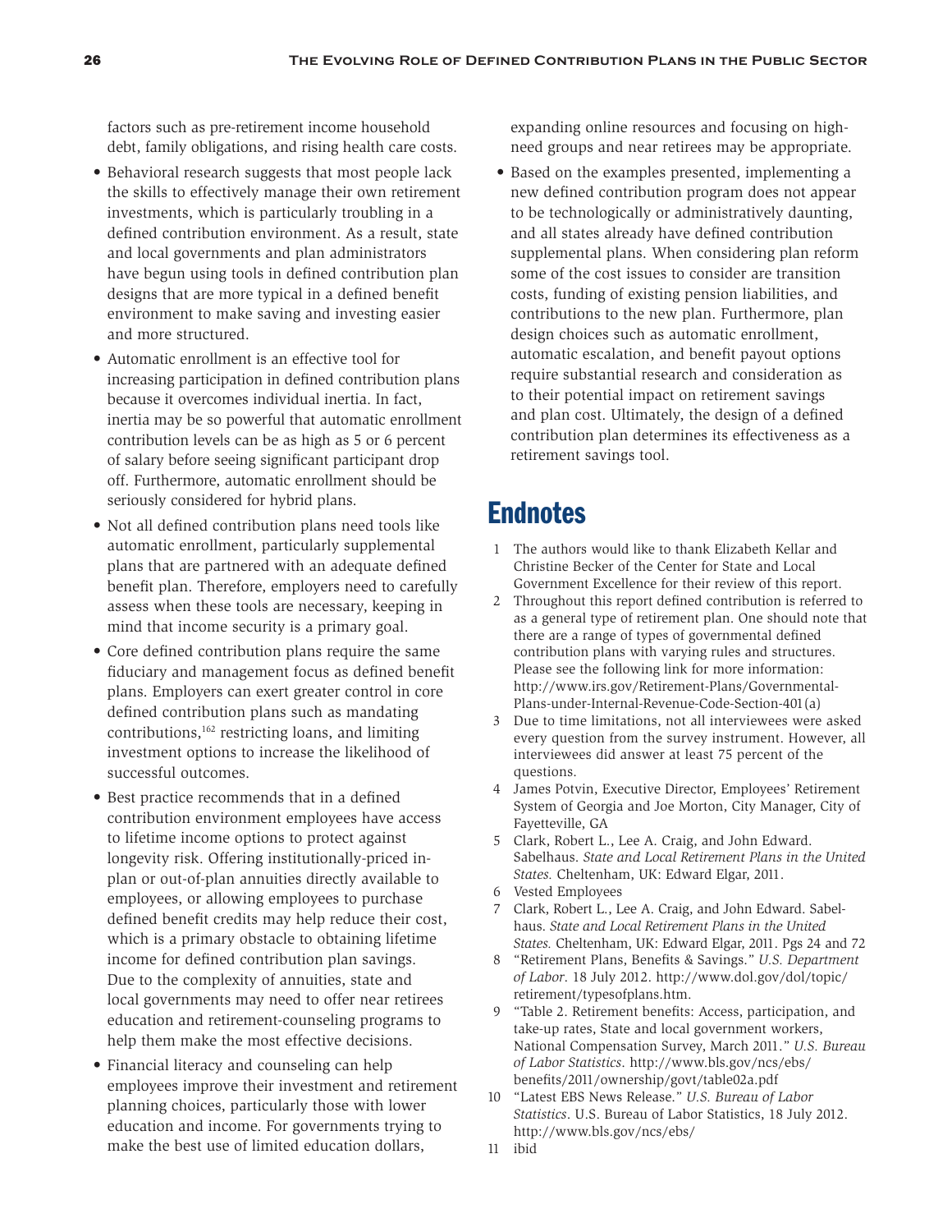factors such as pre-retirement income household debt, family obligations, and rising health care costs.

- Behavioral research suggests that most people lack the skills to effectively manage their own retirement investments, which is particularly troubling in a defined contribution environment. As a result, state and local governments and plan administrators have begun using tools in defined contribution plan designs that are more typical in a defined benefit environment to make saving and investing easier and more structured.
- Automatic enrollment is an effective tool for increasing participation in defined contribution plans because it overcomes individual inertia. In fact, inertia may be so powerful that automatic enrollment contribution levels can be as high as 5 or 6 percent of salary before seeing significant participant drop off. Furthermore, automatic enrollment should be seriously considered for hybrid plans.
- Not all defined contribution plans need tools like automatic enrollment, particularly supplemental plans that are partnered with an adequate defined benefit plan. Therefore, employers need to carefully assess when these tools are necessary, keeping in mind that income security is a primary goal.
- Core defined contribution plans require the same fiduciary and management focus as defined benefit plans. Employers can exert greater control in core defined contribution plans such as mandating contributions,[162] restricting loans, and limiting investment options to increase the likelihood of successful outcomes.
- Best practice recommends that in a defined contribution environment employees have access to lifetime income options to protect against longevity risk. Offering institutionally-priced in-plan or out-of-plan annuities directly available to employees, or allowing employees to purchase defined benefit credits may help reduce their cost, which is a primary obstacle to obtaining lifetime income for defined contribution plan savings. Due to the complexity of annuities, state and local governments may need to offer near retirees education and retirement-counseling programs to help them make the most effective decisions.
- Financial literacy and counseling can help employees improve their investment and retirement planning choices, particularly those with lower education and income. For governments trying to make the best use of limited education dollars, expanding online resources and focusing on high-need groups and near retirees may be appropriate.
- Based on the examples presented, implementing a new defined contribution program does not appear to be technologically or administratively daunting, and all states already have defined contribution supplemental plans. When considering plan reform some of the cost issues to consider are transition costs, funding of existing pension liabilities, and contributions to the new plan. Furthermore, plan design choices such as automatic enrollment, automatic escalation, and benefit payout options require substantial research and consideration as to their potential impact on retirement savings and plan cost. Ultimately, the design of a defined contribution plan determines its effectiveness as a retirement savings tool.

## Endnotes

1. The authors would like to thank Elizabeth Kellar and Christine Becker of the Center for State and Local Government Excellence for their review of this report.
2. Throughout this report defined contribution is referred to as a general type of retirement plan. One should note that there are a range of types of governmental defined contribution plans with varying rules and structures. Please see the following link for more information: http://www.irs.gov/Retirement-Plans/Governmental-Plans-under-Internal-Revenue-Code-Section-401(a)
3. Due to time limitations, not all interviewees were asked every question from the survey instrument. However, all interviewees did answer at least 75 percent of the questions.
4. James Potvin, Executive Director, Employees' Retirement System of Georgia and Joe Morton, City Manager, City of Fayetteville, GA
5. Clark, Robert L., Lee A. Craig, and John Edward. Sabelhaus. *State and Local Retirement Plans in the United States.* Cheltenham, UK: Edward Elgar, 2011.
6. Vested Employees
7. Clark, Robert L., Lee A. Craig, and John Edward. Sabelhaus. *State and Local Retirement Plans in the United States.* Cheltenham, UK: Edward Elgar, 2011. Pgs 24 and 72
8. "Retirement Plans, Benefits & Savings." *U.S. Department of Labor*. 18 July 2012. http://www.dol.gov/dol/topic/retirement/typesofplans.htm.
9. "Table 2. Retirement benefits: Access, participation, and take-up rates, State and local government workers, National Compensation Survey, March 2011." *U.S. Bureau of Labor Statistics*. http://www.bls.gov/ncs/ebs/benefits/2011/ownership/govt/table02a.pdf
10. "Latest EBS News Release." *U.S. Bureau of Labor Statistics*. U.S. Bureau of Labor Statistics, 18 July 2012. http://www.bls.gov/ncs/ebs/
11. ibid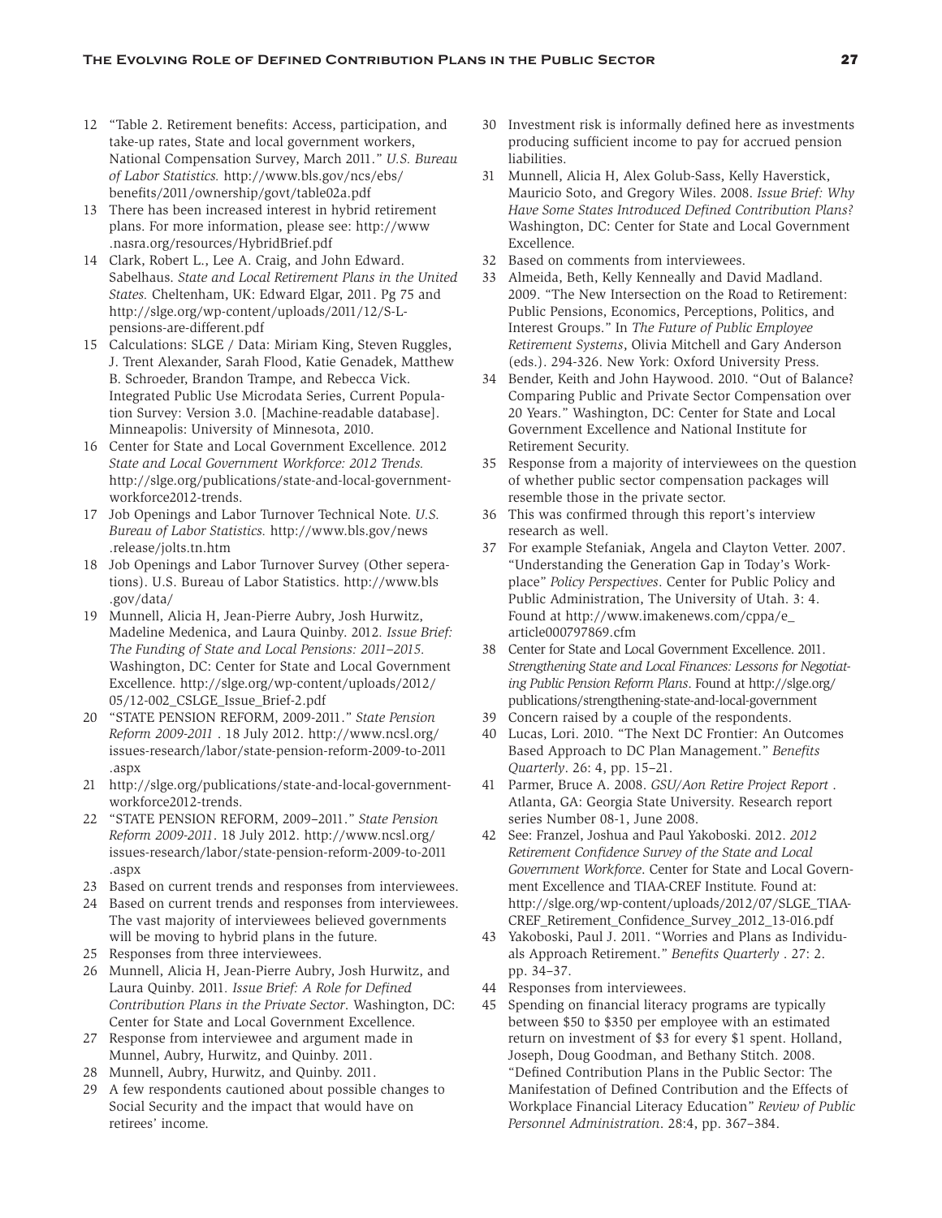12 "Table 2. Retirement benefits: Access, participation, and take-up rates, State and local government workers, National Compensation Survey, March 2011." *U.S. Bureau of Labor Statistics.* http://www.bls.gov/ncs/ebs/benefits/2011/ownership/govt/table02a.pdf

13 There has been increased interest in hybrid retirement plans. For more information, please see: http://www.nasra.org/resources/HybridBrief.pdf

14 Clark, Robert L., Lee A. Craig, and John Edward. Sabelhaus. *State and Local Retirement Plans in the United States.* Cheltenham, UK: Edward Elgar, 2011. Pg 75 and http://slge.org/wp-content/uploads/2011/12/S-L-pensions-are-different.pdf

15 Calculations: SLGE / Data: Miriam King, Steven Ruggles, J. Trent Alexander, Sarah Flood, Katie Genadek, Matthew B. Schroeder, Brandon Trampe, and Rebecca Vick. Integrated Public Use Microdata Series, Current Population Survey: Version 3.0. [Machine-readable database]. Minneapolis: University of Minnesota, 2010.

16 Center for State and Local Government Excellence. 2012 *State and Local Government Workforce: 2012 Trends.* http://slge.org/publications/state-and-local-government-workforce2012-trends.

17 Job Openings and Labor Turnover Technical Note. *U.S. Bureau of Labor Statistics.* http://www.bls.gov/news.release/jolts.tn.htm

18 Job Openings and Labor Turnover Survey (Other seperations). U.S. Bureau of Labor Statistics. http://www.bls.gov/data/

19 Munnell, Alicia H, Jean-Pierre Aubry, Josh Hurwitz, Madeline Medenica, and Laura Quinby. 2012. *Issue Brief: The Funding of State and Local Pensions: 2011–2015.* Washington, DC: Center for State and Local Government Excellence. http://slge.org/wp-content/uploads/2012/05/12-002_CSLGE_Issue_Brief-2.pdf

20 "STATE PENSION REFORM, 2009-2011." *State Pension Reform 2009-2011* . 18 July 2012. http://www.ncsl.org/issues-research/labor/state-pension-reform-2009-to-2011.aspx

21 http://slge.org/publications/state-and-local-government-workforce2012-trends.

22 "STATE PENSION REFORM, 2009–2011." *State Pension Reform 2009-2011*. 18 July 2012. http://www.ncsl.org/issues-research/labor/state-pension-reform-2009-to-2011.aspx

23 Based on current trends and responses from interviewees.

24 Based on current trends and responses from interviewees. The vast majority of interviewees believed governments will be moving to hybrid plans in the future.

25 Responses from three interviewees.

26 Munnell, Alicia H, Jean-Pierre Aubry, Josh Hurwitz, and Laura Quinby. 2011. *Issue Brief: A Role for Defined Contribution Plans in the Private Sector.* Washington, DC: Center for State and Local Government Excellence.

27 Response from interviewee and argument made in Munnel, Aubry, Hurwitz, and Quinby. 2011.

28 Munnell, Aubry, Hurwitz, and Quinby. 2011.

29 A few respondents cautioned about possible changes to Social Security and the impact that would have on retirees' income.

30 Investment risk is informally defined here as investments producing sufficient income to pay for accrued pension liabilities.

31 Munnell, Alicia H, Alex Golub-Sass, Kelly Haverstick, Mauricio Soto, and Gregory Wiles. 2008. *Issue Brief: Why Have Some States Introduced Defined Contribution Plans?* Washington, DC: Center for State and Local Government Excellence.

32 Based on comments from interviewees.

33 Almeida, Beth, Kelly Kenneally and David Madland. 2009. "The New Intersection on the Road to Retirement: Public Pensions, Economics, Perceptions, Politics, and Interest Groups." In *The Future of Public Employee Retirement Systems*, Olivia Mitchell and Gary Anderson (eds.). 294-326. New York: Oxford University Press.

34 Bender, Keith and John Haywood. 2010. "Out of Balance? Comparing Public and Private Sector Compensation over 20 Years." Washington, DC: Center for State and Local Government Excellence and National Institute for Retirement Security.

35 Response from a majority of interviewees on the question of whether public sector compensation packages will resemble those in the private sector.

36 This was confirmed through this report's interview research as well.

37 For example Stefaniak, Angela and Clayton Vetter. 2007. "Understanding the Generation Gap in Today's Workplace" *Policy Perspectives*. Center for Public Policy and Public Administration, The University of Utah. 3: 4. Found at http://www.imakenews.com/cppa/e_article000797869.cfm

38 Center for State and Local Government Excellence. 2011. *Strengthening State and Local Finances: Lessons for Negotiating Public Pension Reform Plans*. Found at http://slge.org/publications/strengthening-state-and-local-government

39 Concern raised by a couple of the respondents.

40 Lucas, Lori. 2010. "The Next DC Frontier: An Outcomes Based Approach to DC Plan Management." *Benefits Quarterly*. 26: 4, pp. 15–21.

41 Parmer, Bruce A. 2008. *GSU/Aon Retire Project Report* . Atlanta, GA: Georgia State University. Research report series Number 08-1, June 2008.

42 See: Franzel, Joshua and Paul Yakoboski. 2012. *2012 Retirement Confidence Survey of the State and Local Government Workforce*. Center for State and Local Government Excellence and TIAA-CREF Institute. Found at: http://slge.org/wp-content/uploads/2012/07/SLGE_TIAA-CREF_Retirement_Confidence_Survey_2012_13-016.pdf

43 Yakoboski, Paul J. 2011. "Worries and Plans as Individuals Approach Retirement." *Benefits Quarterly* . 27: 2. pp. 34–37.

44 Responses from interviewees.

45 Spending on financial literacy programs are typically between $50 to $350 per employee with an estimated return on investment of $3 for every $1 spent. Holland, Joseph, Doug Goodman, and Bethany Stitch. 2008. "Defined Contribution Plans in the Public Sector: The Manifestation of Defined Contribution and the Effects of Workplace Financial Literacy Education" *Review of Public Personnel Administration*. 28:4, pp. 367–384.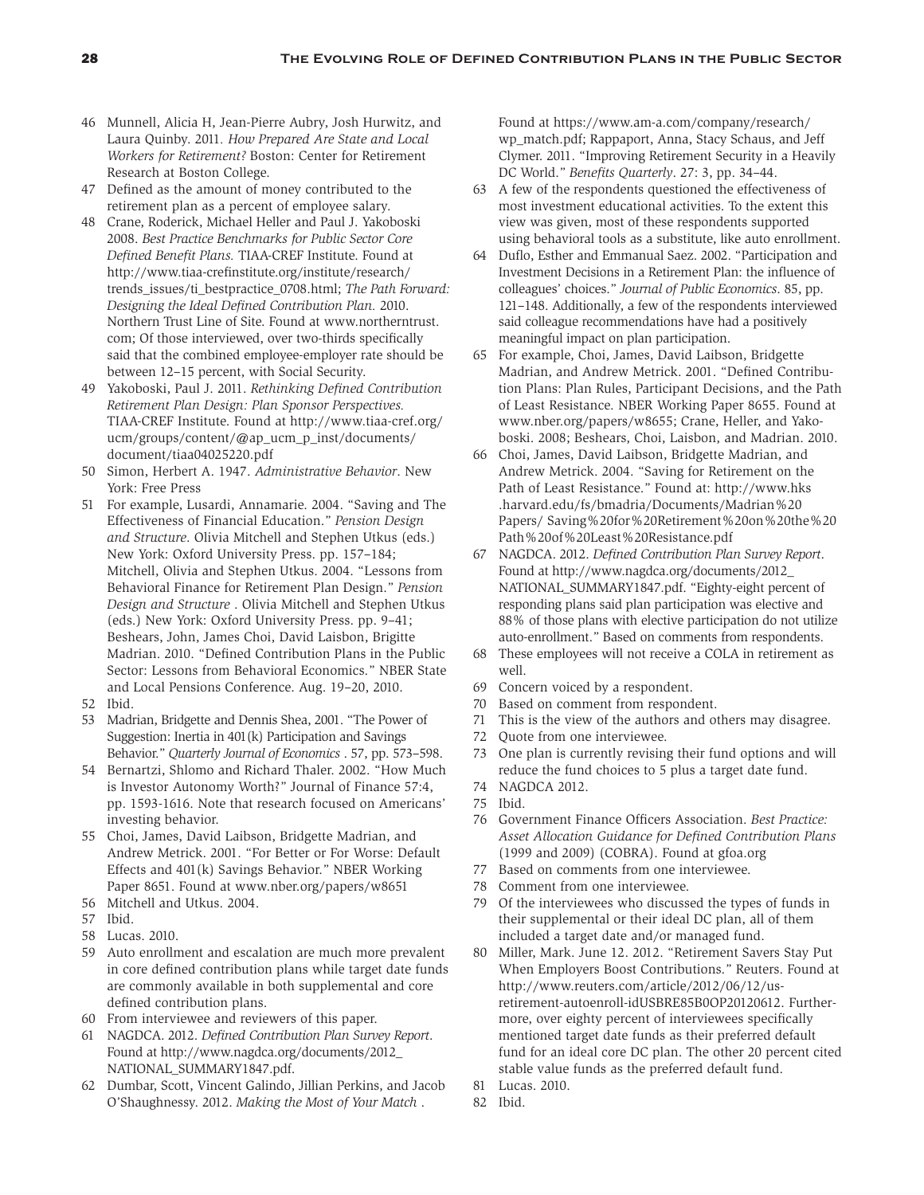46 Munnell, Alicia H, Jean-Pierre Aubry, Josh Hurwitz, and Laura Quinby. 2011. *How Prepared Are State and Local Workers for Retirement?* Boston: Center for Retirement Research at Boston College.

47 Defined as the amount of money contributed to the retirement plan as a percent of employee salary.

48 Crane, Roderick, Michael Heller and Paul J. Yakoboski 2008. *Best Practice Benchmarks for Public Sector Core Defined Benefit Plans.* TIAA-CREF Institute. Found at http://www.tiaa-crefinstitute.org/institute/research/trends_issues/ti_bestpractice_0708.html; *The Path Forward: Designing the Ideal Defined Contribution Plan.* 2010. Northern Trust Line of Site. Found at www.northerntrust.com; Of those interviewed, over two-thirds specifically said that the combined employee-employer rate should be between 12–15 percent, with Social Security.

49 Yakoboski, Paul J. 2011. *Rethinking Defined Contribution Retirement Plan Design: Plan Sponsor Perspectives.* TIAA-CREF Institute. Found at http://www.tiaa-cref.org/ucm/groups/content/@ap_ucm_p_inst/documents/document/tiaa04025220.pdf

50 Simon, Herbert A. 1947. *Administrative Behavior*. New York: Free Press

51 For example, Lusardi, Annamarie. 2004. "Saving and The Effectiveness of Financial Education." *Pension Design and Structure*. Olivia Mitchell and Stephen Utkus (eds.) New York: Oxford University Press. pp. 157–184; Mitchell, Olivia and Stephen Utkus. 2004. "Lessons from Behavioral Finance for Retirement Plan Design." *Pension Design and Structure* . Olivia Mitchell and Stephen Utkus (eds.) New York: Oxford University Press. pp. 9–41; Beshears, John, James Choi, David Laisbon, Brigitte Madrian. 2010. "Defined Contribution Plans in the Public Sector: Lessons from Behavioral Economics." NBER State and Local Pensions Conference. Aug. 19–20, 2010.

52 Ibid.

53 Madrian, Bridgette and Dennis Shea, 2001. "The Power of Suggestion: Inertia in 401(k) Participation and Savings Behavior." *Quarterly Journal of Economics* . 57, pp. 573–598.

54 Bernartzi, Shlomo and Richard Thaler. 2002. "How Much is Investor Autonomy Worth?" Journal of Finance 57:4, pp. 1593-1616. Note that research focused on Americans' investing behavior.

55 Choi, James, David Laibson, Bridgette Madrian, and Andrew Metrick. 2001. "For Better or For Worse: Default Effects and 401(k) Savings Behavior." NBER Working Paper 8651. Found at www.nber.org/papers/w8651

56 Mitchell and Utkus. 2004.

57 Ibid.

58 Lucas. 2010.

59 Auto enrollment and escalation are much more prevalent in core defined contribution plans while target date funds are commonly available in both supplemental and core defined contribution plans.

60 From interviewee and reviewers of this paper.

61 NAGDCA. 2012. *Defined Contribution Plan Survey Report*. Found at http://www.nagdca.org/documents/2012_NATIONAL_SUMMARY1847.pdf.

62 Dumbar, Scott, Vincent Galindo, Jillian Perkins, and Jacob O'Shaughnessy. 2012. *Making the Most of Your Match* . Found at https://www.am-a.com/company/research/wp_match.pdf; Rappaport, Anna, Stacy Schaus, and Jeff Clymer. 2011. "Improving Retirement Security in a Heavily DC World." *Benefits Quarterly*. 27: 3, pp. 34–44.

63 A few of the respondents questioned the effectiveness of most investment educational activities. To the extent this view was given, most of these respondents supported using behavioral tools as a substitute, like auto enrollment.

64 Duflo, Esther and Emmanual Saez. 2002. "Participation and Investment Decisions in a Retirement Plan: the influence of colleagues' choices." *Journal of Public Economics*. 85, pp. 121–148. Additionally, a few of the respondents interviewed said colleague recommendations have had a positively meaningful impact on plan participation.

65 For example, Choi, James, David Laibson, Bridgette Madrian, and Andrew Metrick. 2001. "Defined Contribution Plans: Plan Rules, Participant Decisions, and the Path of Least Resistance. NBER Working Paper 8655. Found at www.nber.org/papers/w8655; Crane, Heller, and Yakoboski. 2008; Beshears, Choi, Laisbon, and Madrian. 2010.

66 Choi, James, David Laibson, Bridgette Madrian, and Andrew Metrick. 2004. "Saving for Retirement on the Path of Least Resistance." Found at: http://www.hks.harvard.edu/fs/bmadria/Documents/Madrian%20Papers/ Saving%20for%20Retirement%20on%20the%20Path%20of%20Least%20Resistance.pdf

67 NAGDCA. 2012. *Defined Contribution Plan Survey Report*. Found at http://www.nagdca.org/documents/2012_NATIONAL_SUMMARY1847.pdf. "Eighty-eight percent of responding plans said plan participation was elective and 88% of those plans with elective participation do not utilize auto-enrollment." Based on comments from respondents.

68 These employees will not receive a COLA in retirement as well.

69 Concern voiced by a respondent.

70 Based on comment from respondent.

71 This is the view of the authors and others may disagree.

72 Quote from one interviewee.

73 One plan is currently revising their fund options and will reduce the fund choices to 5 plus a target date fund.

74 NAGDCA 2012.

75 Ibid.

76 Government Finance Officers Association. *Best Practice: Asset Allocation Guidance for Defined Contribution Plans* (1999 and 2009) (COBRA). Found at gfoa.org

77 Based on comments from one interviewee.

78 Comment from one interviewee.

79 Of the interviewees who discussed the types of funds in their supplemental or their ideal DC plan, all of them included a target date and/or managed fund.

80 Miller, Mark. June 12. 2012. "Retirement Savers Stay Put When Employers Boost Contributions." Reuters. Found at http://www.reuters.com/article/2012/06/12/us-retirement-autoenroll-idUSBRE85B0OP20120612. Furthermore, over eighty percent of interviewees specifically mentioned target date funds as their preferred default fund for an ideal core DC plan. The other 20 percent cited stable value funds as the preferred default fund.

81 Lucas. 2010.

82 Ibid.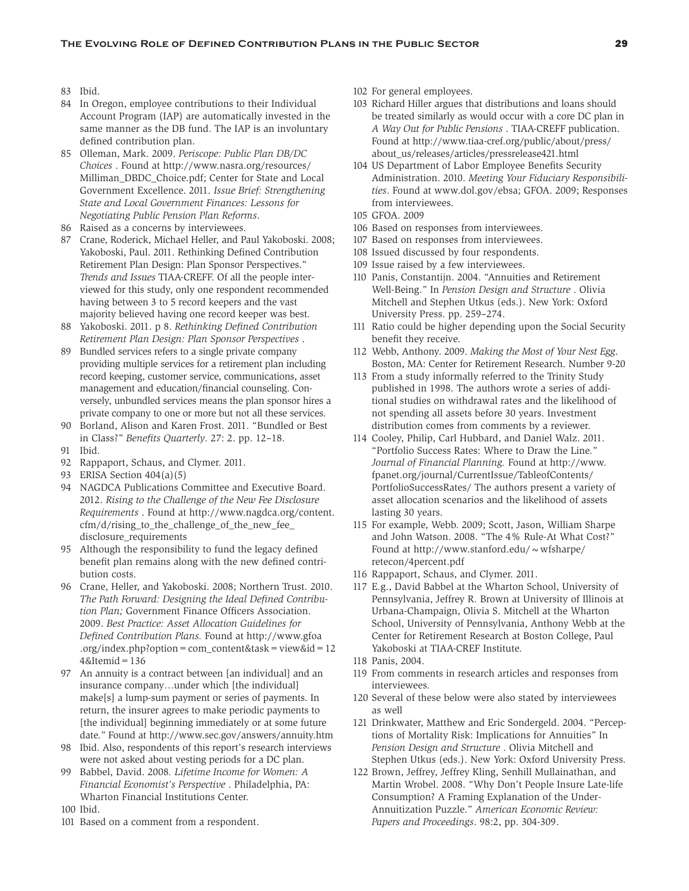83 Ibid.

84 In Oregon, employee contributions to their Individual Account Program (IAP) are automatically invested in the same manner as the DB fund. The IAP is an involuntary defined contribution plan.

85 Olleman, Mark. 2009. *Periscope: Public Plan DB/DC Choices* . Found at http://www.nasra.org/resources/Milliman_DBDC_Choice.pdf; Center for State and Local Government Excellence. 2011. *Issue Brief: Strengthening State and Local Government Finances: Lessons for Negotiating Public Pension Plan Reforms*.

86 Raised as a concerns by interviewees.

87 Crane, Roderick, Michael Heller, and Paul Yakoboski. 2008; Yakoboski, Paul. 2011. Rethinking Defined Contribution Retirement Plan Design: Plan Sponsor Perspectives." *Trends and Issues* TIAA-CREFF. Of all the people interviewed for this study, only one respondent recommended having between 3 to 5 record keepers and the vast majority believed having one record keeper was best.

88 Yakoboski. 2011. p 8. *Rethinking Defined Contribution Retirement Plan Design: Plan Sponsor Perspectives* .

89 Bundled services refers to a single private company providing multiple services for a retirement plan including record keeping, customer service, communications, asset management and education/financial counseling. Conversely, unbundled services means the plan sponsor hires a private company to one or more but not all these services.

90 Borland, Alison and Karen Frost. 2011. "Bundled or Best in Class?" *Benefits Quarterly*. 27: 2. pp. 12–18.

91 Ibid.

92 Rappaport, Schaus, and Clymer. 2011.

93 ERISA Section 404(a)(5)

94 NAGDCA Publications Committee and Executive Board. 2012. *Rising to the Challenge of the New Fee Disclosure Requirements* . Found at http://www.nagdca.org/content.cfm/d/rising_to_the_challenge_of_the_new_fee_disclosure_requirements

95 Although the responsibility to fund the legacy defined benefit plan remains along with the new defined contribution costs.

96 Crane, Heller, and Yakoboski. 2008; Northern Trust. 2010. *The Path Forward: Designing the Ideal Defined Contribution Plan;* Government Finance Officers Association. 2009. *Best Practice: Asset Allocation Guidelines for Defined Contribution Plans.* Found at http://www.gfoa.org/index.php?option=com_content&task=view&id=124&Itemid=136

97 An annuity is a contract between [an individual] and an insurance company…under which [the individual] make[s] a lump-sum payment or series of payments. In return, the insurer agrees to make periodic payments to [the individual] beginning immediately or at some future date." Found at http://www.sec.gov/answers/annuity.htm

98 Ibid. Also, respondents of this report's research interviews were not asked about vesting periods for a DC plan.

99 Babbel, David. 2008*. Lifetime Income for Women: A Financial Economist's Perspective* . Philadelphia, PA: Wharton Financial Institutions Center.

100 Ibid.

101 Based on a comment from a respondent.

102 For general employees.

103 Richard Hiller argues that distributions and loans should be treated similarly as would occur with a core DC plan in *A Way Out for Public Pensions* . TIAA-CREFF publication. Found at http://www.tiaa-cref.org/public/about/press/about_us/releases/articles/pressrelease421.html

104 US Department of Labor Employee Benefits Security Administration. 2010. *Meeting Your Fiduciary Responsibilities*. Found at www.dol.gov/ebsa; GFOA. 2009; Responses from interviewees.

105 GFOA. 2009

106 Based on responses from interviewees.

107 Based on responses from interviewees.

108 Issued discussed by four respondents.

109 Issue raised by a few interviewees.

110 Panis, Constantijn. 2004. "Annuities and Retirement Well-Being." In *Pension Design and Structure* . Olivia Mitchell and Stephen Utkus (eds.). New York: Oxford University Press. pp. 259–274.

111 Ratio could be higher depending upon the Social Security benefit they receive.

112 Webb, Anthony. 2009. *Making the Most of Your Nest Egg*. Boston, MA: Center for Retirement Research. Number 9-20

113 From a study informally referred to the Trinity Study published in 1998. The authors wrote a series of additional studies on withdrawal rates and the likelihood of not spending all assets before 30 years. Investment distribution comes from comments by a reviewer.

114 Cooley, Philip, Carl Hubbard, and Daniel Walz. 2011. "Portfolio Success Rates: Where to Draw the Line." *Journal of Financial Planning.* Found at http://www.fpanet.org/journal/CurrentIssue/TableofContents/PortfolioSuccessRates/ The authors present a variety of asset allocation scenarios and the likelihood of assets lasting 30 years.

115 For example, Webb. 2009; Scott, Jason, William Sharpe and John Watson. 2008. "The 4% Rule-At What Cost?" Found at http://www.stanford.edu/~wfsharpe/retecon/4percent.pdf

116 Rappaport, Schaus, and Clymer. 2011.

117 E.g., David Babbel at the Wharton School, University of Pennsylvania, Jeffrey R. Brown at University of Illinois at Urbana-Champaign, Olivia S. Mitchell at the Wharton School, University of Pennsylvania, Anthony Webb at the Center for Retirement Research at Boston College, Paul Yakoboski at TIAA-CREF Institute.

118 Panis, 2004.

119 From comments in research articles and responses from interviewees.

120 Several of these below were also stated by interviewees as well

121 Drinkwater, Matthew and Eric Sondergeld. 2004. "Perceptions of Mortality Risk: Implications for Annuities" In *Pension Design and Structure* . Olivia Mitchell and Stephen Utkus (eds.). New York: Oxford University Press.

122 Brown, Jeffrey, Jeffrey Kling, Senhill Mullainathan, and Martin Wrobel. 2008. "Why Don't People Insure Late-life Consumption? A Framing Explanation of the Under-Annuitization Puzzle." *American Economic Review: Papers and Proceedings*. 98:2, pp. 304-309.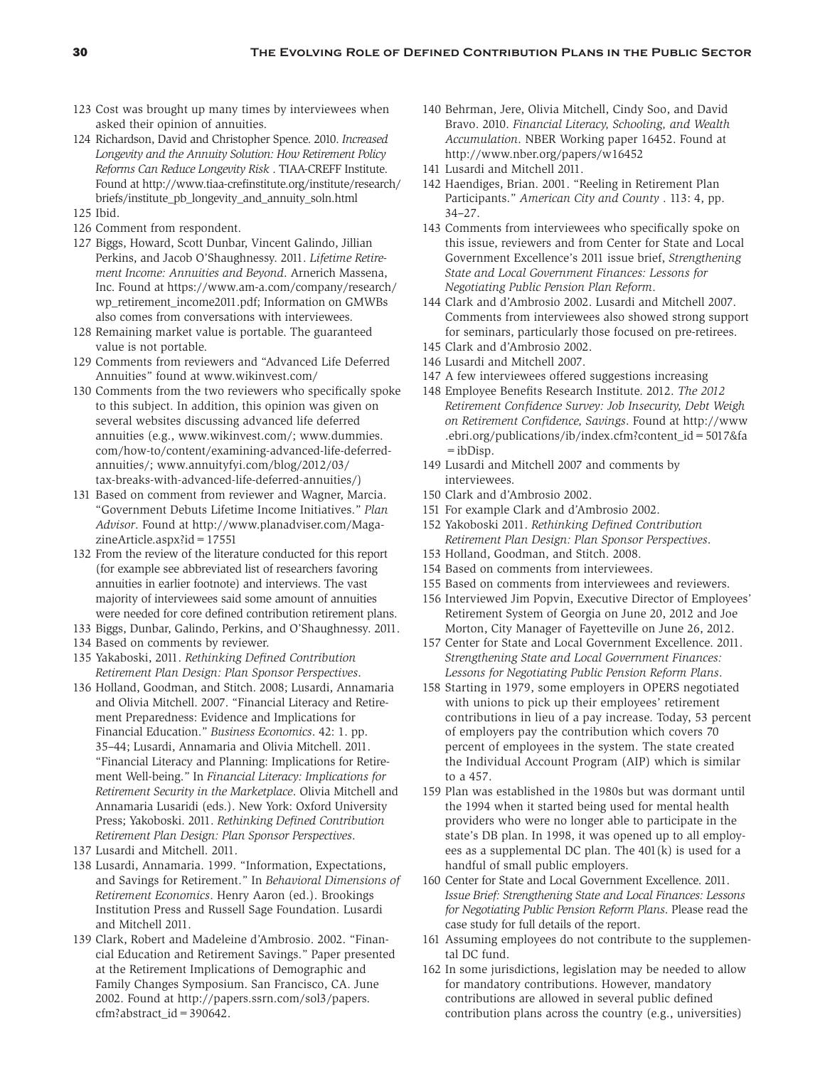123 Cost was brought up many times by interviewees when asked their opinion of annuities.

124 Richardson, David and Christopher Spence. 2010. *Increased Longevity and the Annuity Solution: How Retirement Policy Reforms Can Reduce Longevity Risk* . TIAA-CREFF Institute. Found at http://www.tiaa-crefinstitute.org/institute/research/briefs/institute_pb_longevity_and_annuity_soln.html

125 Ibid.

126 Comment from respondent.

127 Biggs, Howard, Scott Dunbar, Vincent Galindo, Jillian Perkins, and Jacob O'Shaughnessy. 2011. *Lifetime Retirement Income: Annuities and Beyond*. Arnerich Massena, Inc. Found at https://www.am-a.com/company/research/wp_retirement_income2011.pdf; Information on GMWBs also comes from conversations with interviewees.

128 Remaining market value is portable. The guaranteed value is not portable.

129 Comments from reviewers and "Advanced Life Deferred Annuities" found at www.wikinvest.com/

130 Comments from the two reviewers who specifically spoke to this subject. In addition, this opinion was given on several websites discussing advanced life deferred annuities (e.g., www.wikinvest.com/; www.dummies.com/how-to/content/examining-advanced-life-deferred-annuities/; www.annuityfyi.com/blog/2012/03/tax-breaks-with-advanced-life-deferred-annuities/)

131 Based on comment from reviewer and Wagner, Marcia. "Government Debuts Lifetime Income Initiatives." *Plan Advisor*. Found at http://www.planadviser.com/MagazineArticle.aspx?id=17551

132 From the review of the literature conducted for this report (for example see abbreviated list of researchers favoring annuities in earlier footnote) and interviews. The vast majority of interviewees said some amount of annuities were needed for core defined contribution retirement plans.

133 Biggs, Dunbar, Galindo, Perkins, and O'Shaughnessy. 2011.

134 Based on comments by reviewer.

135 Yakaboski, 2011. *Rethinking Defined Contribution Retirement Plan Design: Plan Sponsor Perspectives*.

136 Holland, Goodman, and Stitch. 2008; Lusardi, Annamaria and Olivia Mitchell. 2007. "Financial Literacy and Retirement Preparedness: Evidence and Implications for Financial Education." *Business Economics*. 42: 1. pp. 35–44; Lusardi, Annamaria and Olivia Mitchell. 2011. "Financial Literacy and Planning: Implications for Retirement Well-being." In *Financial Literacy: Implications for Retirement Security in the Marketplace*. Olivia Mitchell and Annamaria Lusaridi (eds.). New York: Oxford University Press; Yakoboski. 2011. *Rethinking Defined Contribution Retirement Plan Design: Plan Sponsor Perspectives*.

137 Lusardi and Mitchell. 2011.

138 Lusardi, Annamaria. 1999. "Information, Expectations, and Savings for Retirement." In *Behavioral Dimensions of Retirement Economics*. Henry Aaron (ed.). Brookings Institution Press and Russell Sage Foundation. Lusardi and Mitchell 2011.

139 Clark, Robert and Madeleine d'Ambrosio. 2002. "Financial Education and Retirement Savings." Paper presented at the Retirement Implications of Demographic and Family Changes Symposium. San Francisco, CA. June 2002. Found at http://papers.ssrn.com/sol3/papers.cfm?abstract_id=390642.

140 Behrman, Jere, Olivia Mitchell, Cindy Soo, and David Bravo. 2010. *Financial Literacy, Schooling, and Wealth Accumulation*. NBER Working paper 16452. Found at http://www.nber.org/papers/w16452

141 Lusardi and Mitchell 2011.

142 Haendiges, Brian. 2001. "Reeling in Retirement Plan Participants." *American City and County* . 113: 4, pp. 34–27.

143 Comments from interviewees who specifically spoke on this issue, reviewers and from Center for State and Local Government Excellence's 2011 issue brief, *Strengthening State and Local Government Finances: Lessons for Negotiating Public Pension Plan Reform*.

144 Clark and d'Ambrosio 2002. Lusardi and Mitchell 2007. Comments from interviewees also showed strong support for seminars, particularly those focused on pre-retirees.

145 Clark and d'Ambrosio 2002.

146 Lusardi and Mitchell 2007.

147 A few interviewees offered suggestions increasing

148 Employee Benefits Research Institute. 2012. *The 2012 Retirement Confidence Survey: Job Insecurity, Debt Weigh on Retirement Confidence, Savings*. Found at http://www.ebri.org/publications/ib/index.cfm?content_id=5017&fa=ibDisp.

149 Lusardi and Mitchell 2007 and comments by interviewees.

150 Clark and d'Ambrosio 2002.

151 For example Clark and d'Ambrosio 2002.

152 Yakoboski 2011. *Rethinking Defined Contribution Retirement Plan Design: Plan Sponsor Perspectives*.

153 Holland, Goodman, and Stitch. 2008.

154 Based on comments from interviewees.

155 Based on comments from interviewees and reviewers.

156 Interviewed Jim Popvin, Executive Director of Employees' Retirement System of Georgia on June 20, 2012 and Joe Morton, City Manager of Fayetteville on June 26, 2012.

157 Center for State and Local Government Excellence. 2011. *Strengthening State and Local Government Finances: Lessons for Negotiating Public Pension Reform Plans*.

158 Starting in 1979, some employers in OPERS negotiated with unions to pick up their employees' retirement contributions in lieu of a pay increase. Today, 53 percent of employers pay the contribution which covers 70 percent of employees in the system. The state created the Individual Account Program (AIP) which is similar to a 457.

159 Plan was established in the 1980s but was dormant until the 1994 when it started being used for mental health providers who were no longer able to participate in the state's DB plan. In 1998, it was opened up to all employees as a supplemental DC plan. The 401(k) is used for a handful of small public employers.

160 Center for State and Local Government Excellence. 2011. *Issue Brief: Strengthening State and Local Finances: Lessons for Negotiating Public Pension Reform Plans*. Please read the case study for full details of the report.

161 Assuming employees do not contribute to the supplemental DC fund.

162 In some jurisdictions, legislation may be needed to allow for mandatory contributions. However, mandatory contributions are allowed in several public defined contribution plans across the country (e.g., universities)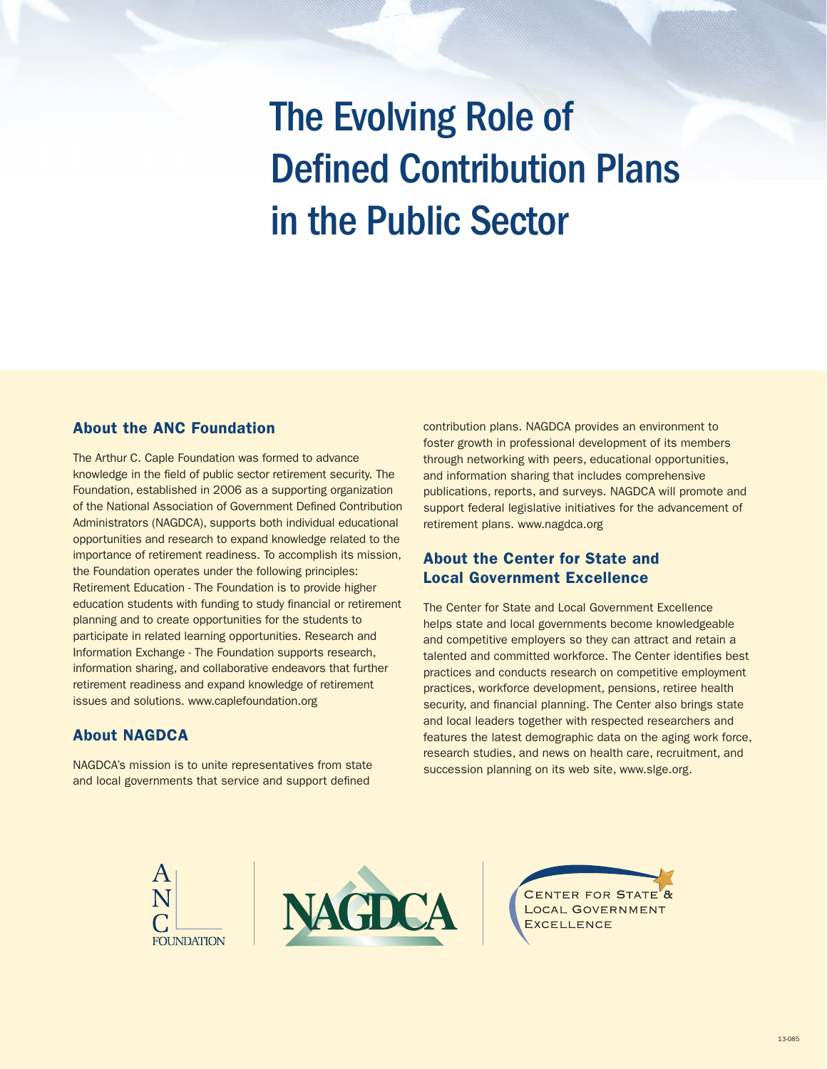# The Evolving Role of Defined Contribution Plans in the Public Sector

## About the ANC Foundation

The Arthur C. Caple Foundation was formed to advance knowledge in the field of public sector retirement security. The Foundation, established in 2006 as a supporting organization of the National Association of Government Defined Contribution Administrators (NAGDCA), supports both individual educational opportunities and research to expand knowledge related to the importance of retirement readiness. To accomplish its mission, the Foundation operates under the following principles: Retirement Education - The Foundation is to provide higher education students with funding to study financial or retirement planning and to create opportunities for the students to participate in related learning opportunities. Research and Information Exchange - The Foundation supports research, information sharing, and collaborative endeavors that further retirement readiness and expand knowledge of retirement issues and solutions. www.caplefoundation.org

## About NAGDCA

NAGDCA's mission is to unite representatives from state and local governments that service and support defined contribution plans. NAGDCA provides an environment to foster growth in professional development of its members through networking with peers, educational opportunities, and information sharing that includes comprehensive publications, reports, and surveys. NAGDCA will promote and support federal legislative initiatives for the advancement of retirement plans. www.nagdca.org

## About the Center for State and Local Government Excellence

The Center for State and Local Government Excellence helps state and local governments become knowledgeable and competitive employers so they can attract and retain a talented and committed workforce. The Center identifies best practices and conducts research on competitive employment practices, workforce development, pensions, retiree health security, and financial planning. The Center also brings state and local leaders together with respected researchers and features the latest demographic data on the aging work force, research studies, and news on health care, recruitment, and succession planning on its web site, www.slge.org.

ANC FOUNDATION

NAGDCA

CENTER FOR STATE & LOCAL GOVERNMENT EXCELLENCE

13-085